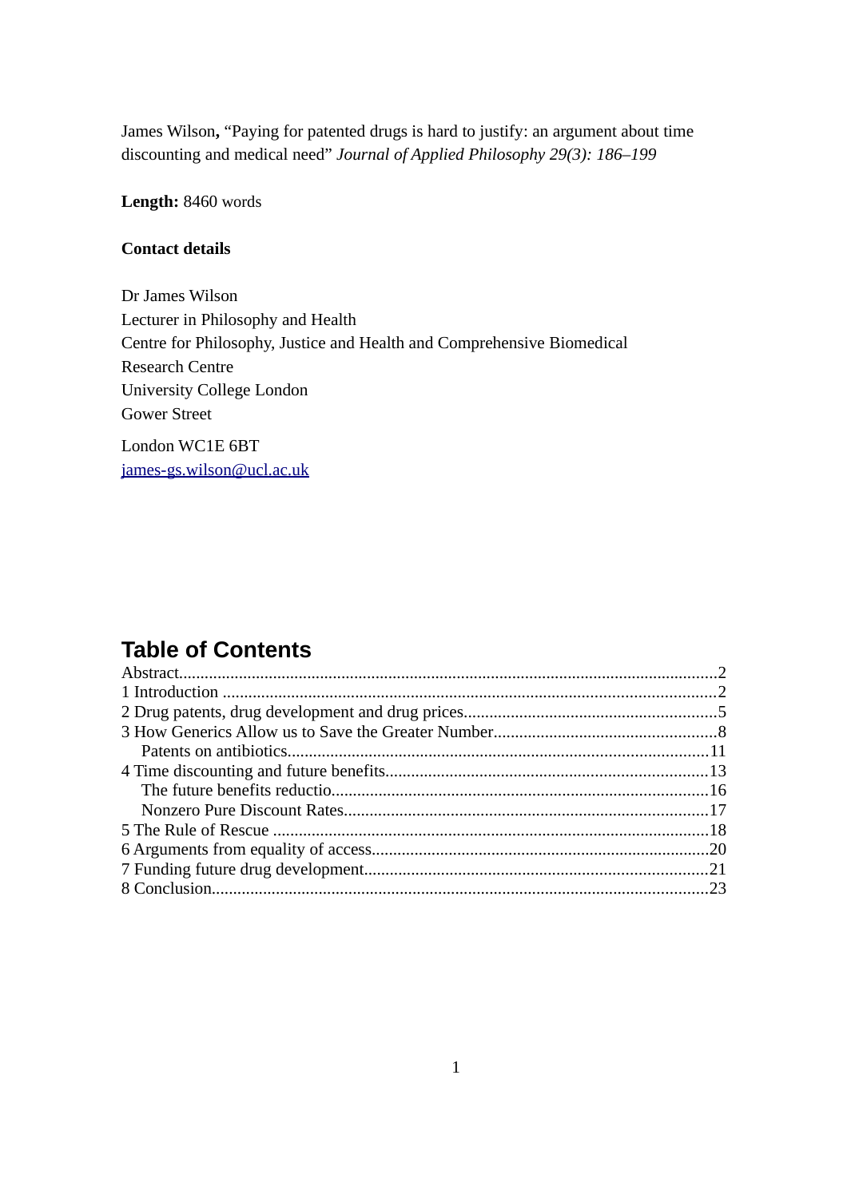James Wilson**,** "Paying for patented drugs is hard to justify: an argument about time discounting and medical need" *Journal of Applied Philosophy 29(3): 186–199*

**Length:** 8460 words

**Contact details**

Dr James Wilson
Lecturer in Philosophy and Health
Centre for Philosophy, Justice and Health and Comprehensive Biomedical Research Centre
University College London
Gower Street

London WC1E 6BT
james-gs.wilson@ucl.ac.uk

## Table of Contents

Abstract.....2
1 Introduction.....2
2 Drug patents, drug development and drug prices.....5
3 How Generics Allow us to Save the Greater Number.....8
  Patents on antibiotics.....11
4 Time discounting and future benefits.....13
  The future benefits reductio.....16
  Nonzero Pure Discount Rates.....17
5 The Rule of Rescue.....18
6 Arguments from equality of access.....20
7 Funding future drug development.....21
8 Conclusion.....23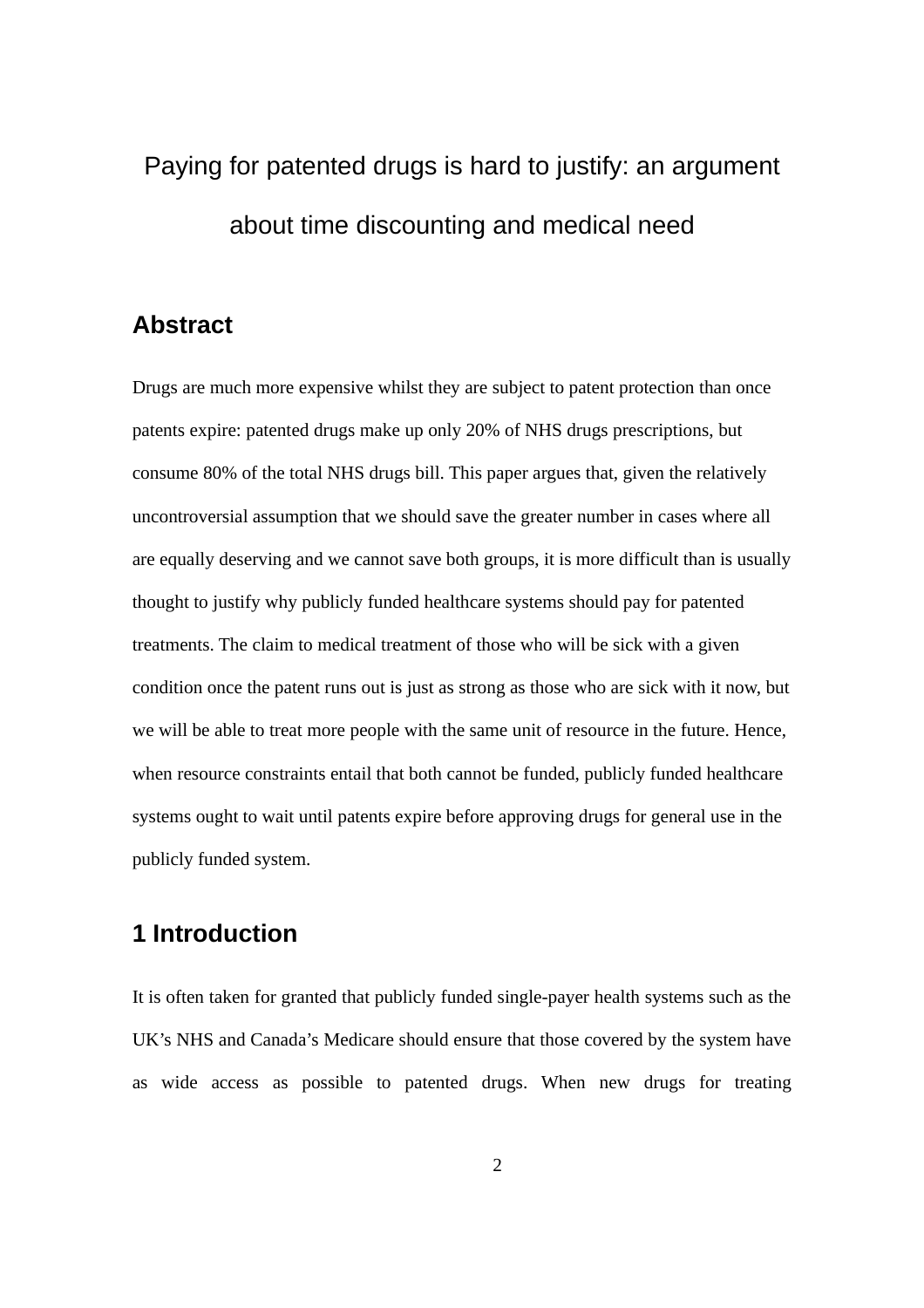# Paying for patented drugs is hard to justify: an argument about time discounting and medical need

## Abstract

Drugs are much more expensive whilst they are subject to patent protection than once patents expire: patented drugs make up only 20% of NHS drugs prescriptions, but consume 80% of the total NHS drugs bill. This paper argues that, given the relatively uncontroversial assumption that we should save the greater number in cases where all are equally deserving and we cannot save both groups, it is more difficult than is usually thought to justify why publicly funded healthcare systems should pay for patented treatments. The claim to medical treatment of those who will be sick with a given condition once the patent runs out is just as strong as those who are sick with it now, but we will be able to treat more people with the same unit of resource in the future. Hence, when resource constraints entail that both cannot be funded, publicly funded healthcare systems ought to wait until patents expire before approving drugs for general use in the publicly funded system.

## 1 Introduction

It is often taken for granted that publicly funded single-payer health systems such as the UK's NHS and Canada's Medicare should ensure that those covered by the system have as wide access as possible to patented drugs. When new drugs for treating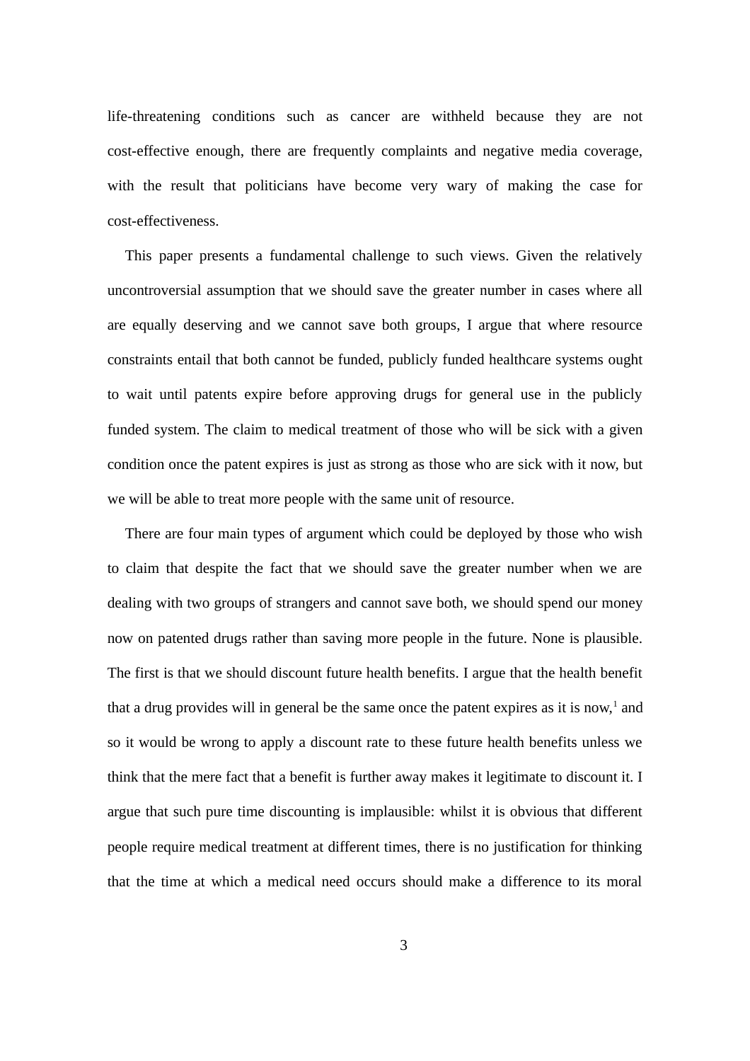life-threatening conditions such as cancer are withheld because they are not cost-effective enough, there are frequently complaints and negative media coverage, with the result that politicians have become very wary of making the case for cost-effectiveness.

This paper presents a fundamental challenge to such views. Given the relatively uncontroversial assumption that we should save the greater number in cases where all are equally deserving and we cannot save both groups, I argue that where resource constraints entail that both cannot be funded, publicly funded healthcare systems ought to wait until patents expire before approving drugs for general use in the publicly funded system. The claim to medical treatment of those who will be sick with a given condition once the patent expires is just as strong as those who are sick with it now, but we will be able to treat more people with the same unit of resource.

There are four main types of argument which could be deployed by those who wish to claim that despite the fact that we should save the greater number when we are dealing with two groups of strangers and cannot save both, we should spend our money now on patented drugs rather than saving more people in the future. None is plausible. The first is that we should discount future health benefits. I argue that the health benefit that a drug provides will in general be the same once the patent expires as it is now,[1] and so it would be wrong to apply a discount rate to these future health benefits unless we think that the mere fact that a benefit is further away makes it legitimate to discount it. I argue that such pure time discounting is implausible: whilst it is obvious that different people require medical treatment at different times, there is no justification for thinking that the time at which a medical need occurs should make a difference to its moral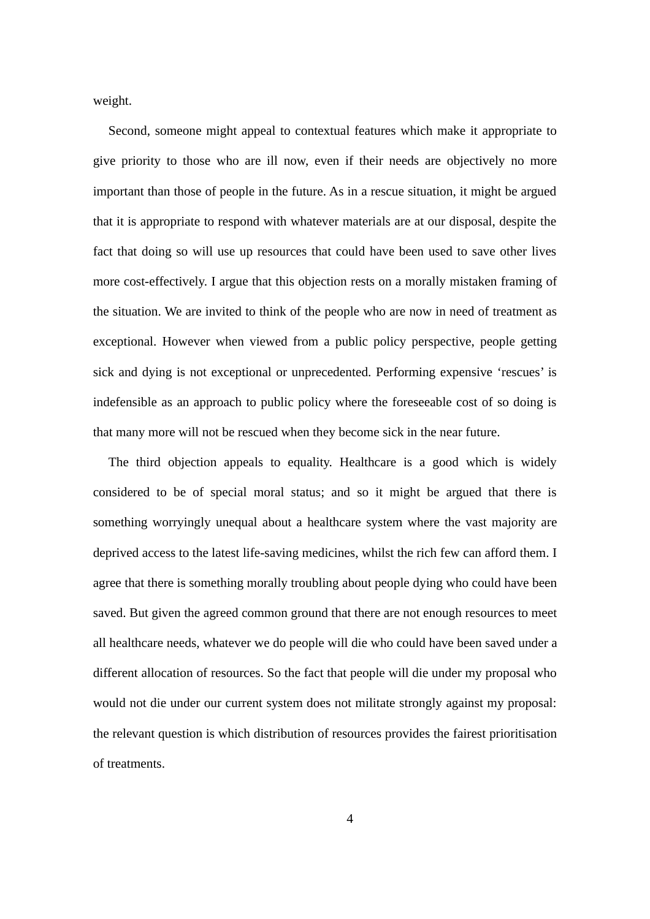weight.

Second, someone might appeal to contextual features which make it appropriate to give priority to those who are ill now, even if their needs are objectively no more important than those of people in the future. As in a rescue situation, it might be argued that it is appropriate to respond with whatever materials are at our disposal, despite the fact that doing so will use up resources that could have been used to save other lives more cost-effectively. I argue that this objection rests on a morally mistaken framing of the situation. We are invited to think of the people who are now in need of treatment as exceptional. However when viewed from a public policy perspective, people getting sick and dying is not exceptional or unprecedented. Performing expensive 'rescues' is indefensible as an approach to public policy where the foreseeable cost of so doing is that many more will not be rescued when they become sick in the near future.

The third objection appeals to equality. Healthcare is a good which is widely considered to be of special moral status; and so it might be argued that there is something worryingly unequal about a healthcare system where the vast majority are deprived access to the latest life-saving medicines, whilst the rich few can afford them. I agree that there is something morally troubling about people dying who could have been saved. But given the agreed common ground that there are not enough resources to meet all healthcare needs, whatever we do people will die who could have been saved under a different allocation of resources. So the fact that people will die under my proposal who would not die under our current system does not militate strongly against my proposal: the relevant question is which distribution of resources provides the fairest prioritisation of treatments.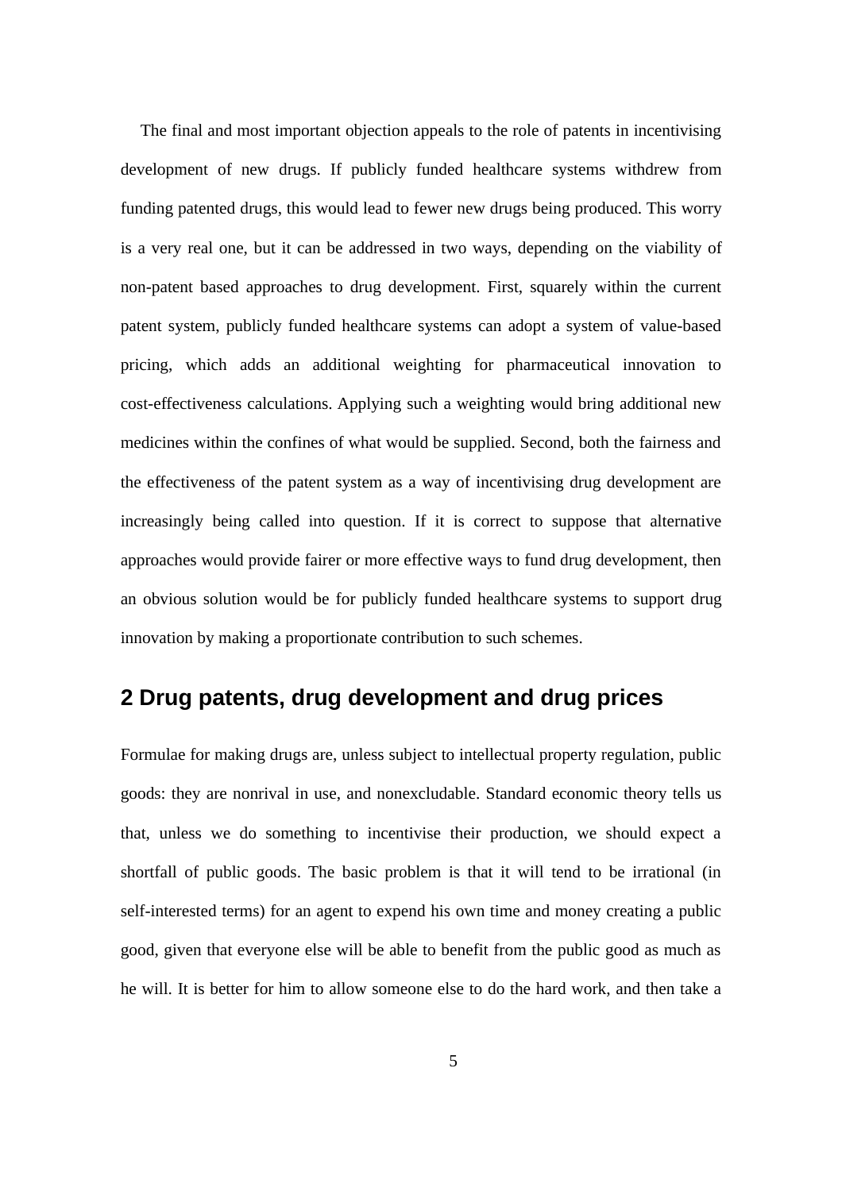The final and most important objection appeals to the role of patents in incentivising development of new drugs. If publicly funded healthcare systems withdrew from funding patented drugs, this would lead to fewer new drugs being produced. This worry is a very real one, but it can be addressed in two ways, depending on the viability of non-patent based approaches to drug development. First, squarely within the current patent system, publicly funded healthcare systems can adopt a system of value-based pricing, which adds an additional weighting for pharmaceutical innovation to cost-effectiveness calculations. Applying such a weighting would bring additional new medicines within the confines of what would be supplied. Second, both the fairness and the effectiveness of the patent system as a way of incentivising drug development are increasingly being called into question. If it is correct to suppose that alternative approaches would provide fairer or more effective ways to fund drug development, then an obvious solution would be for publicly funded healthcare systems to support drug innovation by making a proportionate contribution to such schemes.

## 2 Drug patents, drug development and drug prices

Formulae for making drugs are, unless subject to intellectual property regulation, public goods: they are nonrival in use, and nonexcludable. Standard economic theory tells us that, unless we do something to incentivise their production, we should expect a shortfall of public goods. The basic problem is that it will tend to be irrational (in self-interested terms) for an agent to expend his own time and money creating a public good, given that everyone else will be able to benefit from the public good as much as he will. It is better for him to allow someone else to do the hard work, and then take a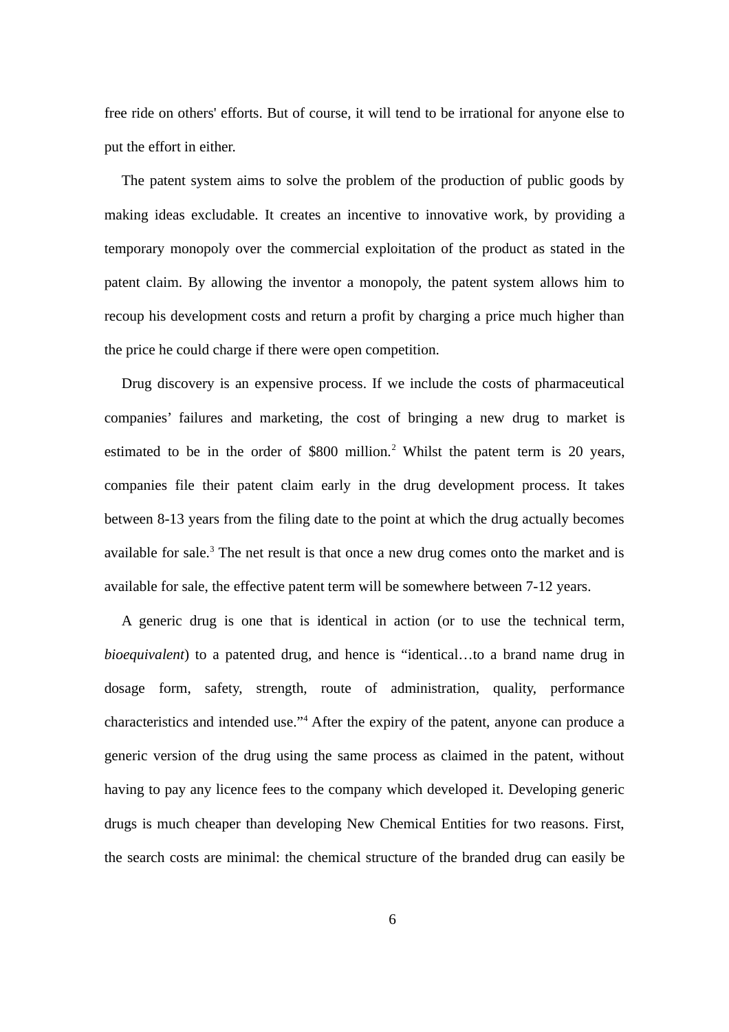free ride on others' efforts. But of course, it will tend to be irrational for anyone else to put the effort in either.

The patent system aims to solve the problem of the production of public goods by making ideas excludable. It creates an incentive to innovative work, by providing a temporary monopoly over the commercial exploitation of the product as stated in the patent claim. By allowing the inventor a monopoly, the patent system allows him to recoup his development costs and return a profit by charging a price much higher than the price he could charge if there were open competition.

Drug discovery is an expensive process. If we include the costs of pharmaceutical companies' failures and marketing, the cost of bringing a new drug to market is estimated to be in the order of $800 million.[2] Whilst the patent term is 20 years, companies file their patent claim early in the drug development process. It takes between 8-13 years from the filing date to the point at which the drug actually becomes available for sale.[3] The net result is that once a new drug comes onto the market and is available for sale, the effective patent term will be somewhere between 7-12 years.

A generic drug is one that is identical in action (or to use the technical term, *bioequivalent*) to a patented drug, and hence is "identical…to a brand name drug in dosage form, safety, strength, route of administration, quality, performance characteristics and intended use."[4] After the expiry of the patent, anyone can produce a generic version of the drug using the same process as claimed in the patent, without having to pay any licence fees to the company which developed it. Developing generic drugs is much cheaper than developing New Chemical Entities for two reasons. First, the search costs are minimal: the chemical structure of the branded drug can easily be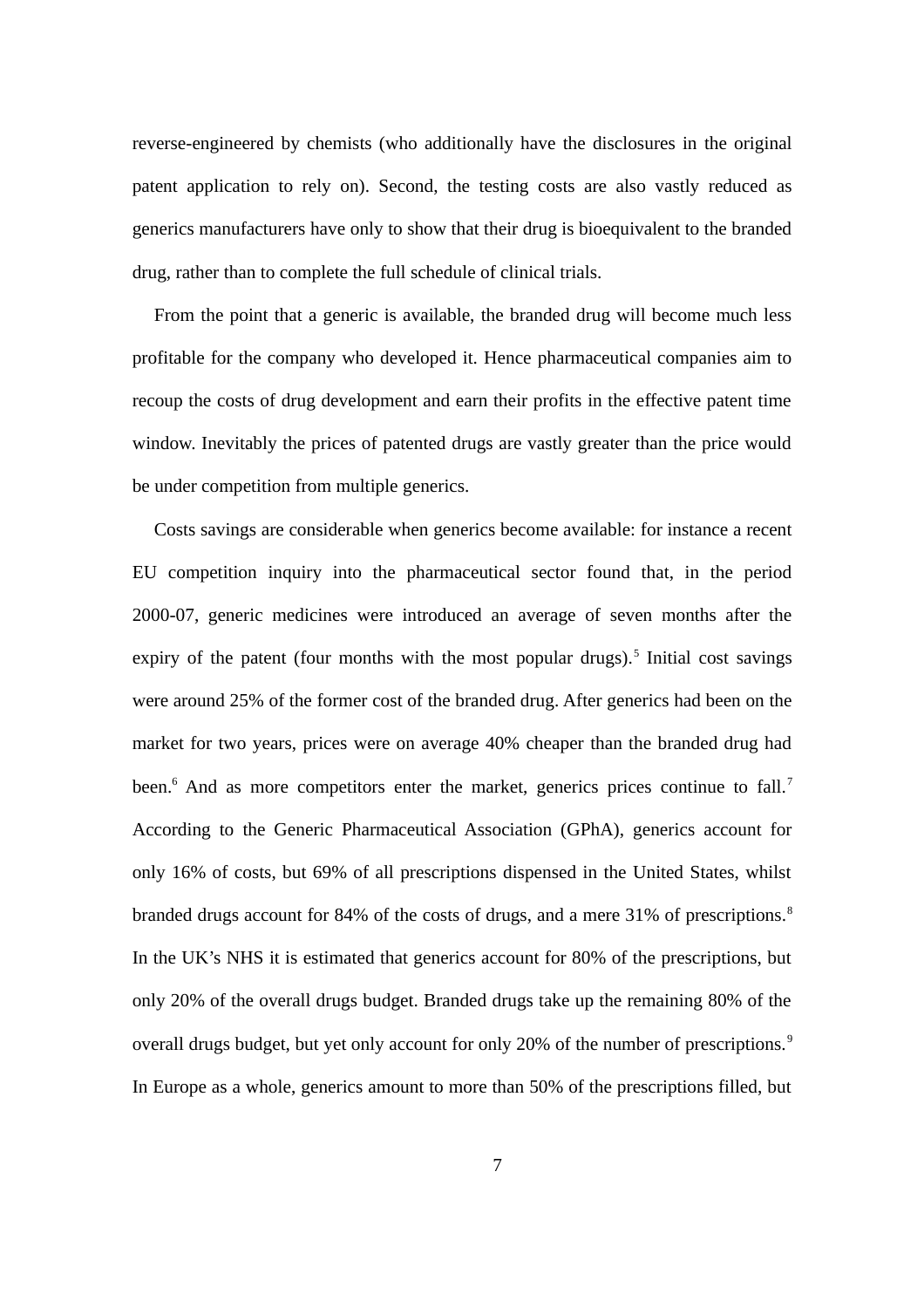reverse-engineered by chemists (who additionally have the disclosures in the original patent application to rely on). Second, the testing costs are also vastly reduced as generics manufacturers have only to show that their drug is bioequivalent to the branded drug, rather than to complete the full schedule of clinical trials.

From the point that a generic is available, the branded drug will become much less profitable for the company who developed it. Hence pharmaceutical companies aim to recoup the costs of drug development and earn their profits in the effective patent time window. Inevitably the prices of patented drugs are vastly greater than the price would be under competition from multiple generics.

Costs savings are considerable when generics become available: for instance a recent EU competition inquiry into the pharmaceutical sector found that, in the period 2000-07, generic medicines were introduced an average of seven months after the expiry of the patent (four months with the most popular drugs).[5] Initial cost savings were around 25% of the former cost of the branded drug. After generics had been on the market for two years, prices were on average 40% cheaper than the branded drug had been.[6] And as more competitors enter the market, generics prices continue to fall.[7] According to the Generic Pharmaceutical Association (GPhA), generics account for only 16% of costs, but 69% of all prescriptions dispensed in the United States, whilst branded drugs account for 84% of the costs of drugs, and a mere 31% of prescriptions.[8] In the UK's NHS it is estimated that generics account for 80% of the prescriptions, but only 20% of the overall drugs budget. Branded drugs take up the remaining 80% of the overall drugs budget, but yet only account for only 20% of the number of prescriptions.[9] In Europe as a whole, generics amount to more than 50% of the prescriptions filled, but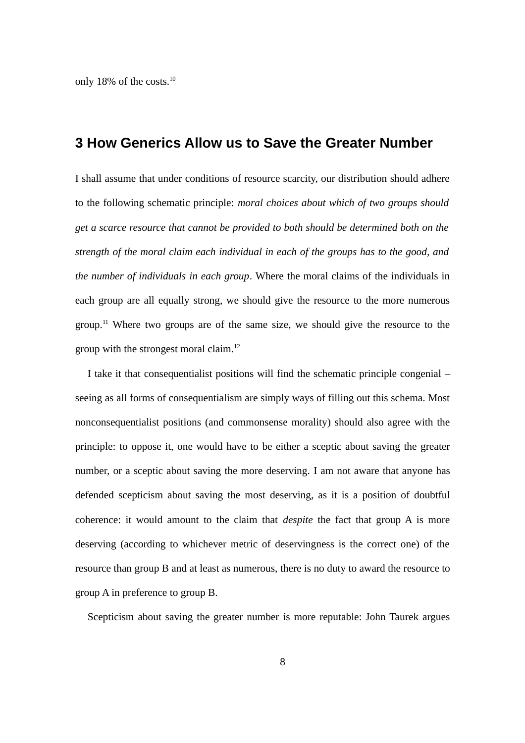only 18% of the costs.[10]

## 3 How Generics Allow us to Save the Greater Number

I shall assume that under conditions of resource scarcity, our distribution should adhere to the following schematic principle: *moral choices about which of two groups should get a scarce resource that cannot be provided to both should be determined both on the strength of the moral claim each individual in each of the groups has to the good, and the number of individuals in each group*. Where the moral claims of the individuals in each group are all equally strong, we should give the resource to the more numerous group.[11] Where two groups are of the same size, we should give the resource to the group with the strongest moral claim.[12]

I take it that consequentialist positions will find the schematic principle congenial – seeing as all forms of consequentialism are simply ways of filling out this schema. Most nonconsequentialist positions (and commonsense morality) should also agree with the principle: to oppose it, one would have to be either a sceptic about saving the greater number, or a sceptic about saving the more deserving. I am not aware that anyone has defended scepticism about saving the most deserving, as it is a position of doubtful coherence: it would amount to the claim that *despite* the fact that group A is more deserving (according to whichever metric of deservingness is the correct one) of the resource than group B and at least as numerous, there is no duty to award the resource to group A in preference to group B.

Scepticism about saving the greater number is more reputable: John Taurek argues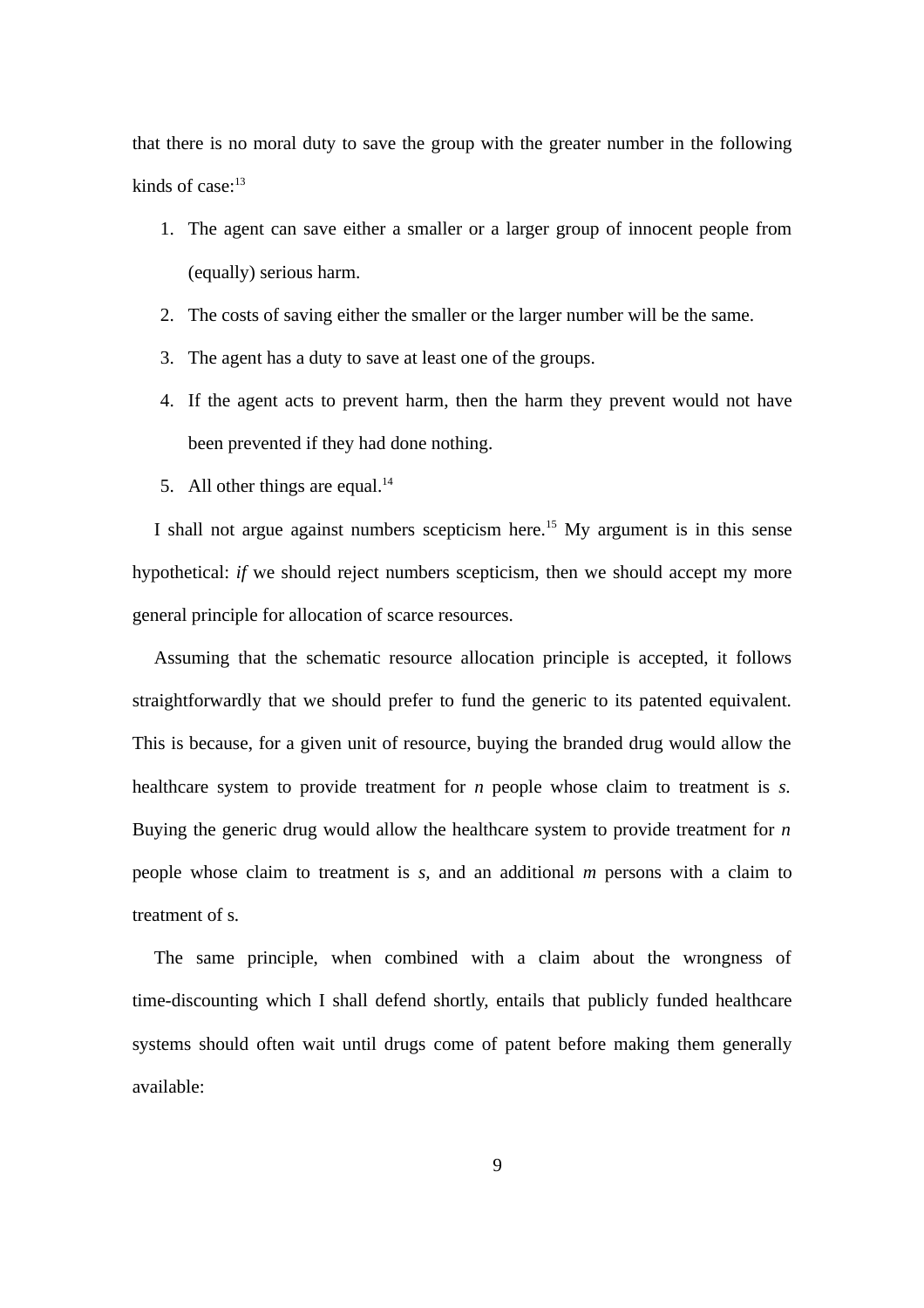that there is no moral duty to save the group with the greater number in the following kinds of case:[13]

1. The agent can save either a smaller or a larger group of innocent people from (equally) serious harm.
2. The costs of saving either the smaller or the larger number will be the same.
3. The agent has a duty to save at least one of the groups.
4. If the agent acts to prevent harm, then the harm they prevent would not have been prevented if they had done nothing.
5. All other things are equal.[14]

I shall not argue against numbers scepticism here.[15] My argument is in this sense hypothetical: *if* we should reject numbers scepticism, then we should accept my more general principle for allocation of scarce resources.

Assuming that the schematic resource allocation principle is accepted, it follows straightforwardly that we should prefer to fund the generic to its patented equivalent. This is because, for a given unit of resource, buying the branded drug would allow the healthcare system to provide treatment for *n* people whose claim to treatment is *s*. Buying the generic drug would allow the healthcare system to provide treatment for *n* people whose claim to treatment is *s*, and an additional *m* persons with a claim to treatment of s.

The same principle, when combined with a claim about the wrongness of time-discounting which I shall defend shortly, entails that publicly funded healthcare systems should often wait until drugs come of patent before making them generally available: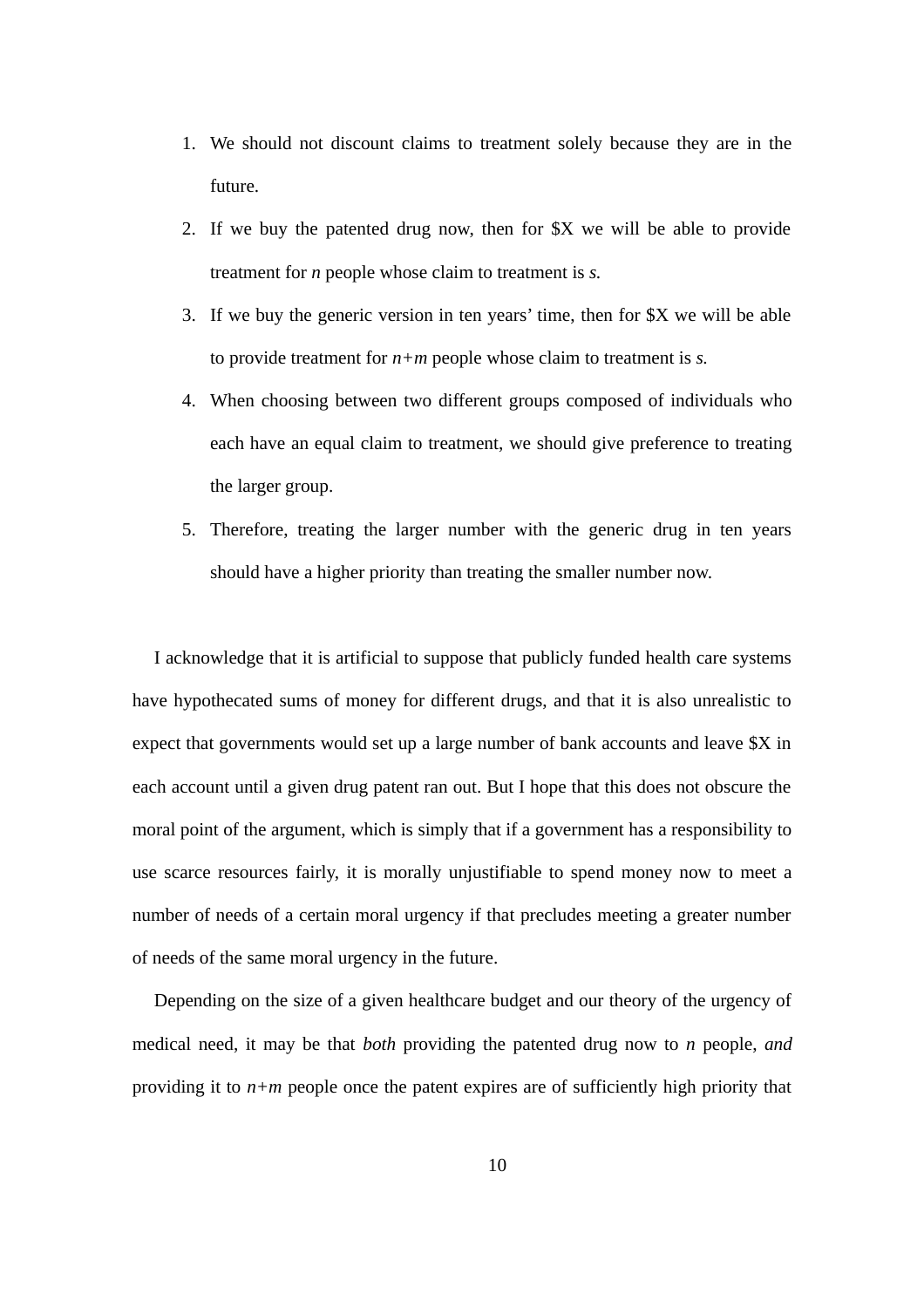1. We should not discount claims to treatment solely because they are in the future.
2. If we buy the patented drug now, then for $X we will be able to provide treatment for *n* people whose claim to treatment is *s.*
3. If we buy the generic version in ten years' time, then for $X we will be able to provide treatment for *n+m* people whose claim to treatment is *s.*
4. When choosing between two different groups composed of individuals who each have an equal claim to treatment, we should give preference to treating the larger group.
5. Therefore, treating the larger number with the generic drug in ten years should have a higher priority than treating the smaller number now.

I acknowledge that it is artificial to suppose that publicly funded health care systems have hypothecated sums of money for different drugs, and that it is also unrealistic to expect that governments would set up a large number of bank accounts and leave $X in each account until a given drug patent ran out. But I hope that this does not obscure the moral point of the argument, which is simply that if a government has a responsibility to use scarce resources fairly, it is morally unjustifiable to spend money now to meet a number of needs of a certain moral urgency if that precludes meeting a greater number of needs of the same moral urgency in the future.

Depending on the size of a given healthcare budget and our theory of the urgency of medical need, it may be that *both* providing the patented drug now to *n* people, *and* providing it to *n+m* people once the patent expires are of sufficiently high priority that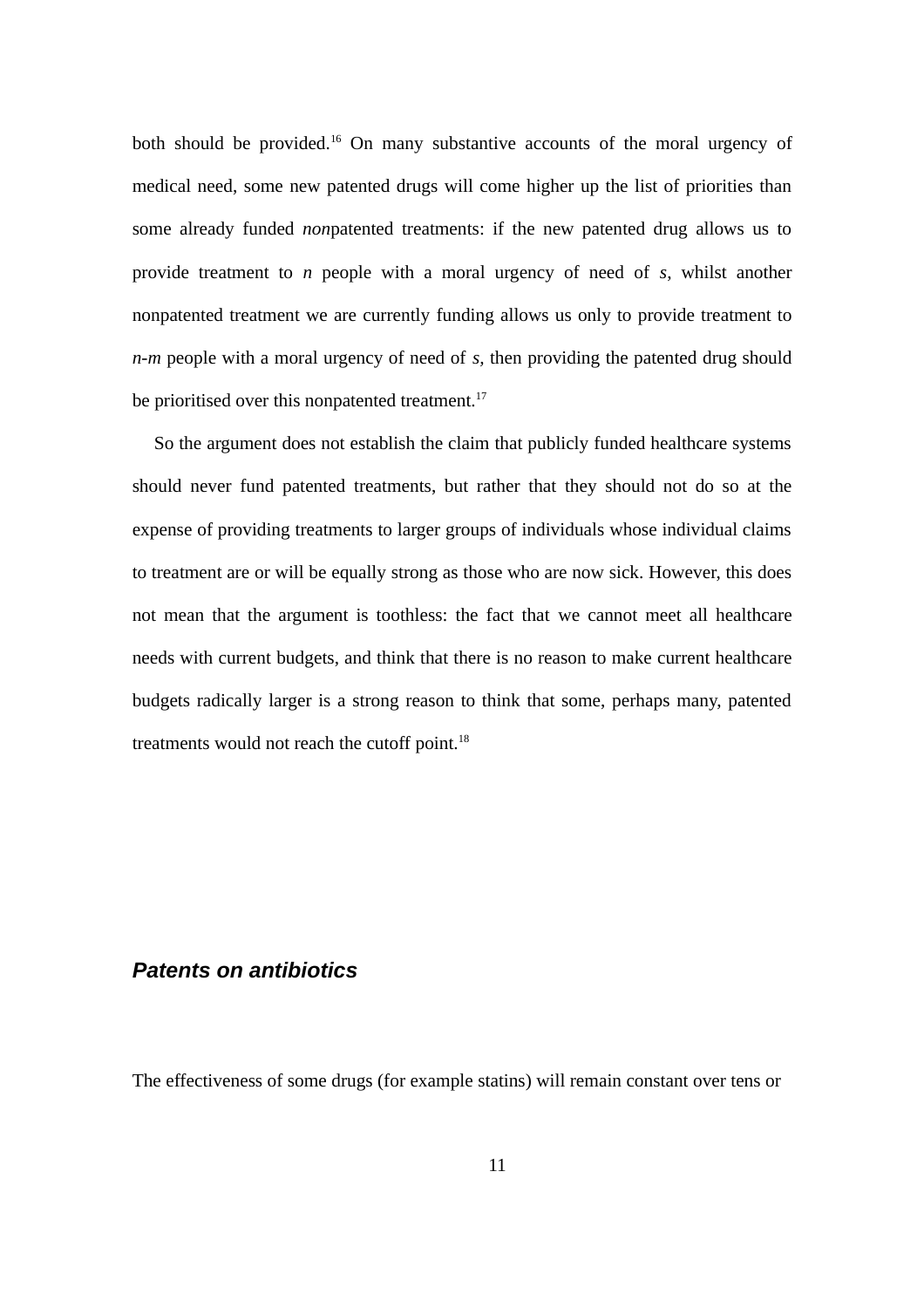both should be provided.[16] On many substantive accounts of the moral urgency of medical need, some new patented drugs will come higher up the list of priorities than some already funded *non*patented treatments: if the new patented drug allows us to provide treatment to $n$ people with a moral urgency of need of $s$, whilst another nonpatented treatment we are currently funding allows us only to provide treatment to $n$-$m$ people with a moral urgency of need of $s$, then providing the patented drug should be prioritised over this nonpatented treatment.[17]

So the argument does not establish the claim that publicly funded healthcare systems should never fund patented treatments, but rather that they should not do so at the expense of providing treatments to larger groups of individuals whose individual claims to treatment are or will be equally strong as those who are now sick. However, this does not mean that the argument is toothless: the fact that we cannot meet all healthcare needs with current budgets, and think that there is no reason to make current healthcare budgets radically larger is a strong reason to think that some, perhaps many, patented treatments would not reach the cutoff point.[18]

## Patents on antibiotics

The effectiveness of some drugs (for example statins) will remain constant over tens or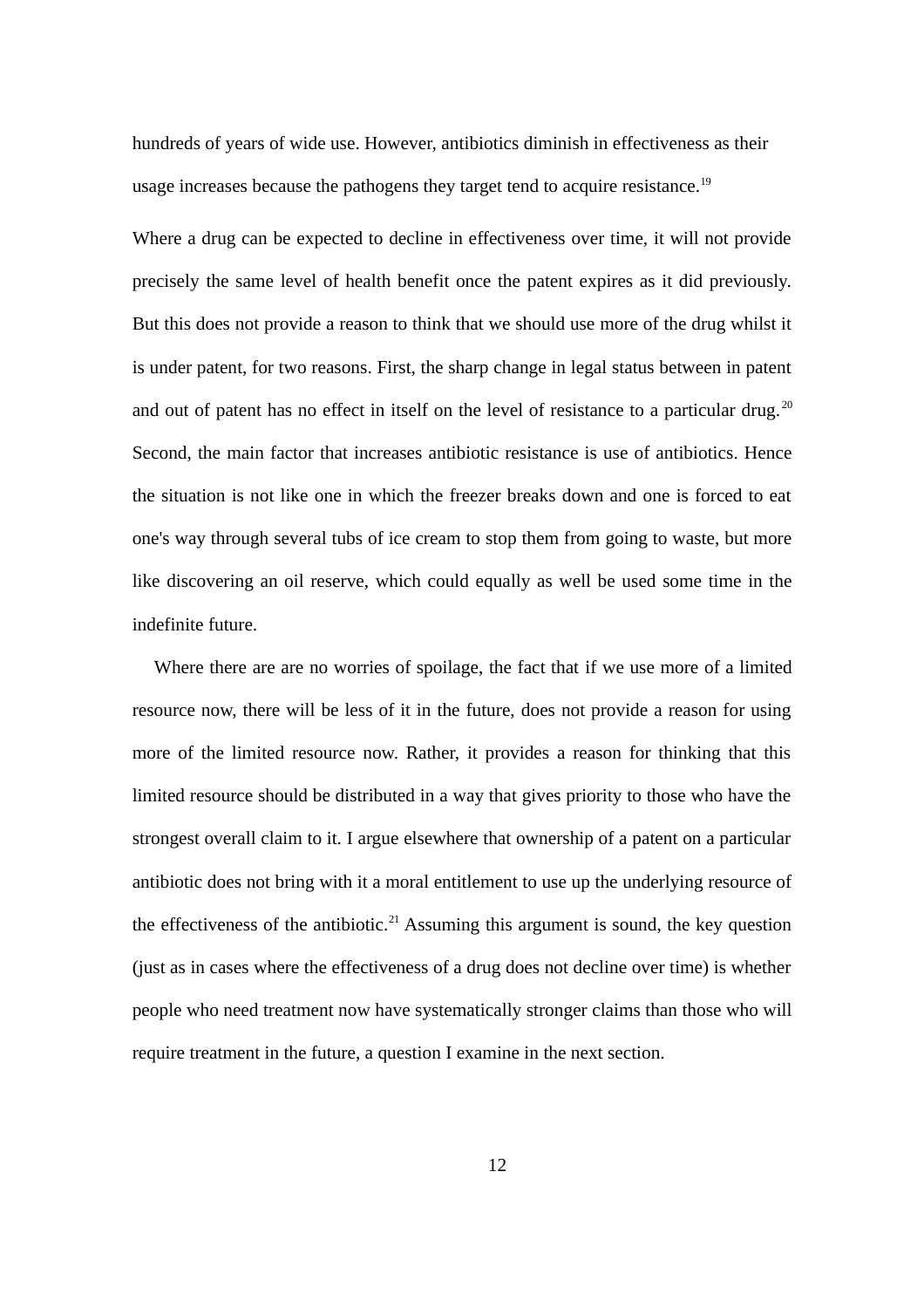hundreds of years of wide use. However, antibiotics diminish in effectiveness as their usage increases because the pathogens they target tend to acquire resistance.[19]

Where a drug can be expected to decline in effectiveness over time, it will not provide precisely the same level of health benefit once the patent expires as it did previously. But this does not provide a reason to think that we should use more of the drug whilst it is under patent, for two reasons. First, the sharp change in legal status between in patent and out of patent has no effect in itself on the level of resistance to a particular drug.[20] Second, the main factor that increases antibiotic resistance is use of antibiotics. Hence the situation is not like one in which the freezer breaks down and one is forced to eat one's way through several tubs of ice cream to stop them from going to waste, but more like discovering an oil reserve, which could equally as well be used some time in the indefinite future.

Where there are are no worries of spoilage, the fact that if we use more of a limited resource now, there will be less of it in the future, does not provide a reason for using more of the limited resource now. Rather, it provides a reason for thinking that this limited resource should be distributed in a way that gives priority to those who have the strongest overall claim to it. I argue elsewhere that ownership of a patent on a particular antibiotic does not bring with it a moral entitlement to use up the underlying resource of the effectiveness of the antibiotic.[21] Assuming this argument is sound, the key question (just as in cases where the effectiveness of a drug does not decline over time) is whether people who need treatment now have systematically stronger claims than those who will require treatment in the future, a question I examine in the next section.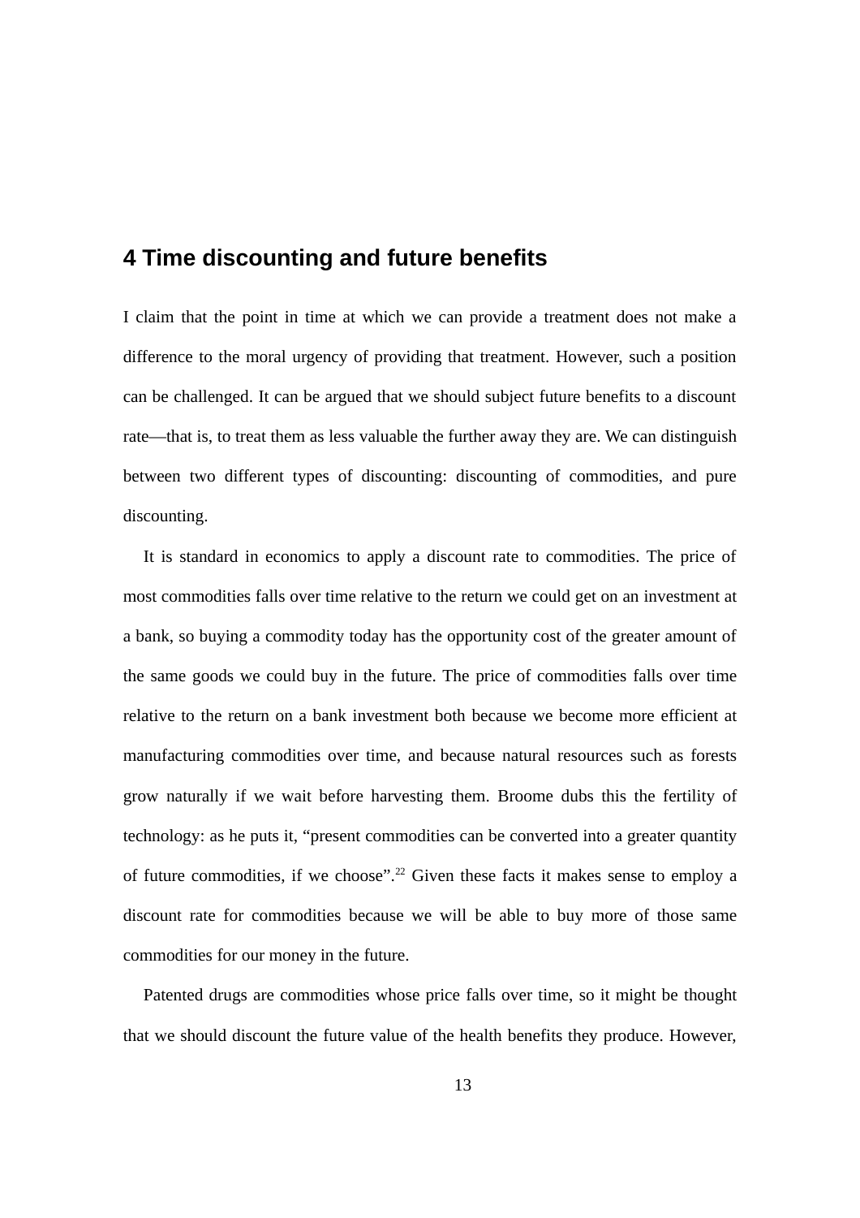## 4 Time discounting and future benefits

I claim that the point in time at which we can provide a treatment does not make a difference to the moral urgency of providing that treatment. However, such a position can be challenged. It can be argued that we should subject future benefits to a discount rate—that is, to treat them as less valuable the further away they are. We can distinguish between two different types of discounting: discounting of commodities, and pure discounting.

It is standard in economics to apply a discount rate to commodities. The price of most commodities falls over time relative to the return we could get on an investment at a bank, so buying a commodity today has the opportunity cost of the greater amount of the same goods we could buy in the future. The price of commodities falls over time relative to the return on a bank investment both because we become more efficient at manufacturing commodities over time, and because natural resources such as forests grow naturally if we wait before harvesting them. Broome dubs this the fertility of technology: as he puts it, "present commodities can be converted into a greater quantity of future commodities, if we choose".[22] Given these facts it makes sense to employ a discount rate for commodities because we will be able to buy more of those same commodities for our money in the future.

Patented drugs are commodities whose price falls over time, so it might be thought that we should discount the future value of the health benefits they produce. However,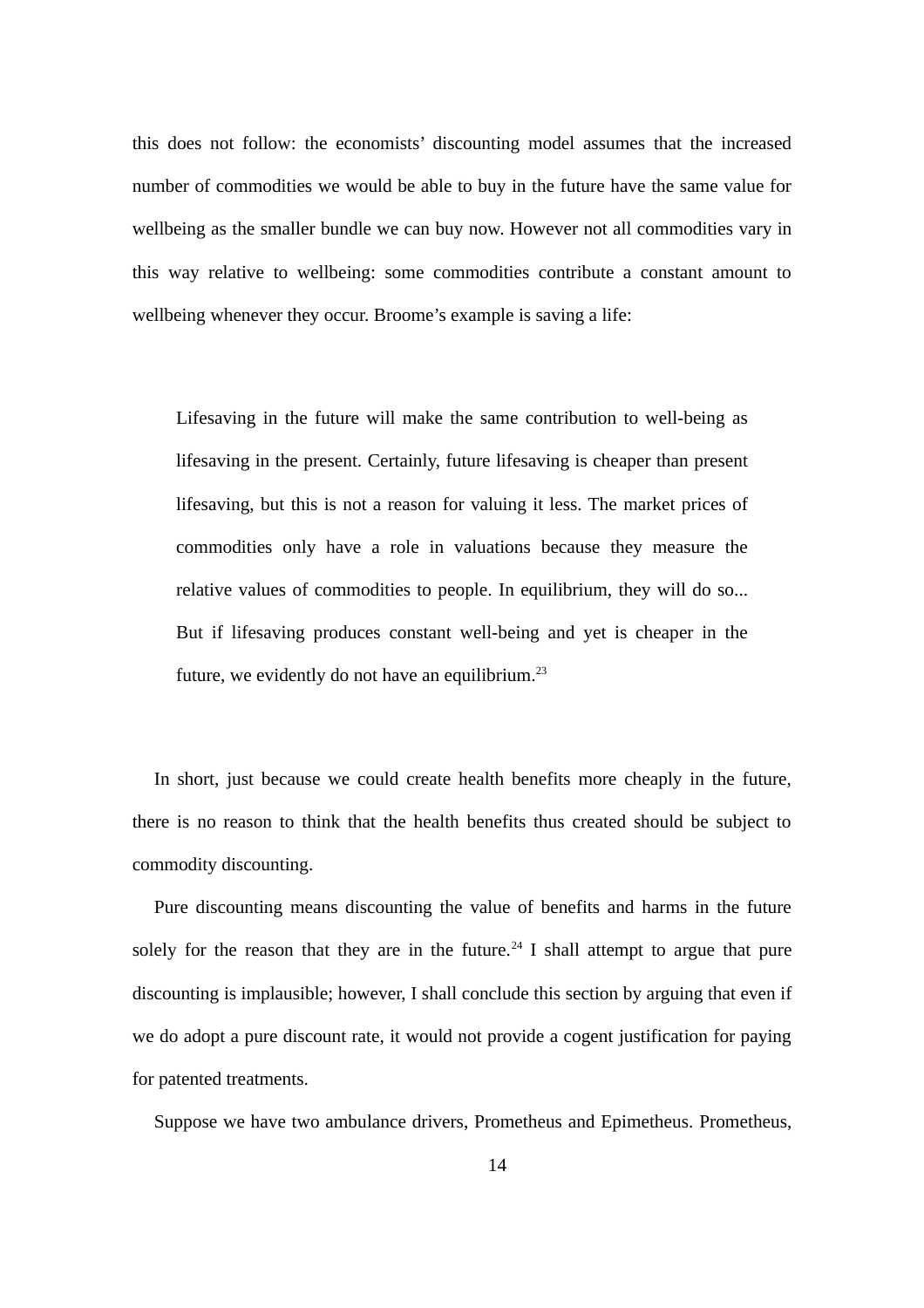this does not follow: the economists' discounting model assumes that the increased number of commodities we would be able to buy in the future have the same value for wellbeing as the smaller bundle we can buy now. However not all commodities vary in this way relative to wellbeing: some commodities contribute a constant amount to wellbeing whenever they occur. Broome's example is saving a life:

> Lifesaving in the future will make the same contribution to well-being as lifesaving in the present. Certainly, future lifesaving is cheaper than present lifesaving, but this is not a reason for valuing it less. The market prices of commodities only have a role in valuations because they measure the relative values of commodities to people. In equilibrium, they will do so... But if lifesaving produces constant well-being and yet is cheaper in the future, we evidently do not have an equilibrium.[23]

In short, just because we could create health benefits more cheaply in the future, there is no reason to think that the health benefits thus created should be subject to commodity discounting.

Pure discounting means discounting the value of benefits and harms in the future solely for the reason that they are in the future.[24] I shall attempt to argue that pure discounting is implausible; however, I shall conclude this section by arguing that even if we do adopt a pure discount rate, it would not provide a cogent justification for paying for patented treatments.

Suppose we have two ambulance drivers, Prometheus and Epimetheus. Prometheus,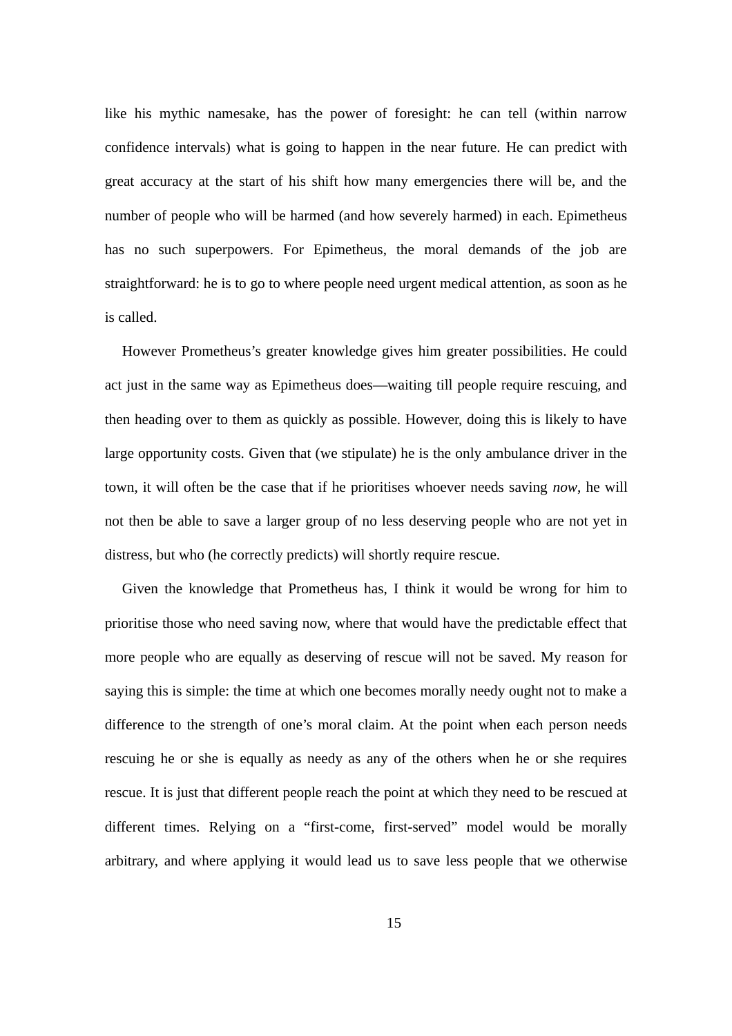like his mythic namesake, has the power of foresight: he can tell (within narrow confidence intervals) what is going to happen in the near future. He can predict with great accuracy at the start of his shift how many emergencies there will be, and the number of people who will be harmed (and how severely harmed) in each. Epimetheus has no such superpowers. For Epimetheus, the moral demands of the job are straightforward: he is to go to where people need urgent medical attention, as soon as he is called.

However Prometheus's greater knowledge gives him greater possibilities. He could act just in the same way as Epimetheus does—waiting till people require rescuing, and then heading over to them as quickly as possible. However, doing this is likely to have large opportunity costs. Given that (we stipulate) he is the only ambulance driver in the town, it will often be the case that if he prioritises whoever needs saving *now*, he will not then be able to save a larger group of no less deserving people who are not yet in distress, but who (he correctly predicts) will shortly require rescue.

Given the knowledge that Prometheus has, I think it would be wrong for him to prioritise those who need saving now, where that would have the predictable effect that more people who are equally as deserving of rescue will not be saved. My reason for saying this is simple: the time at which one becomes morally needy ought not to make a difference to the strength of one's moral claim. At the point when each person needs rescuing he or she is equally as needy as any of the others when he or she requires rescue. It is just that different people reach the point at which they need to be rescued at different times. Relying on a "first-come, first-served" model would be morally arbitrary, and where applying it would lead us to save less people that we otherwise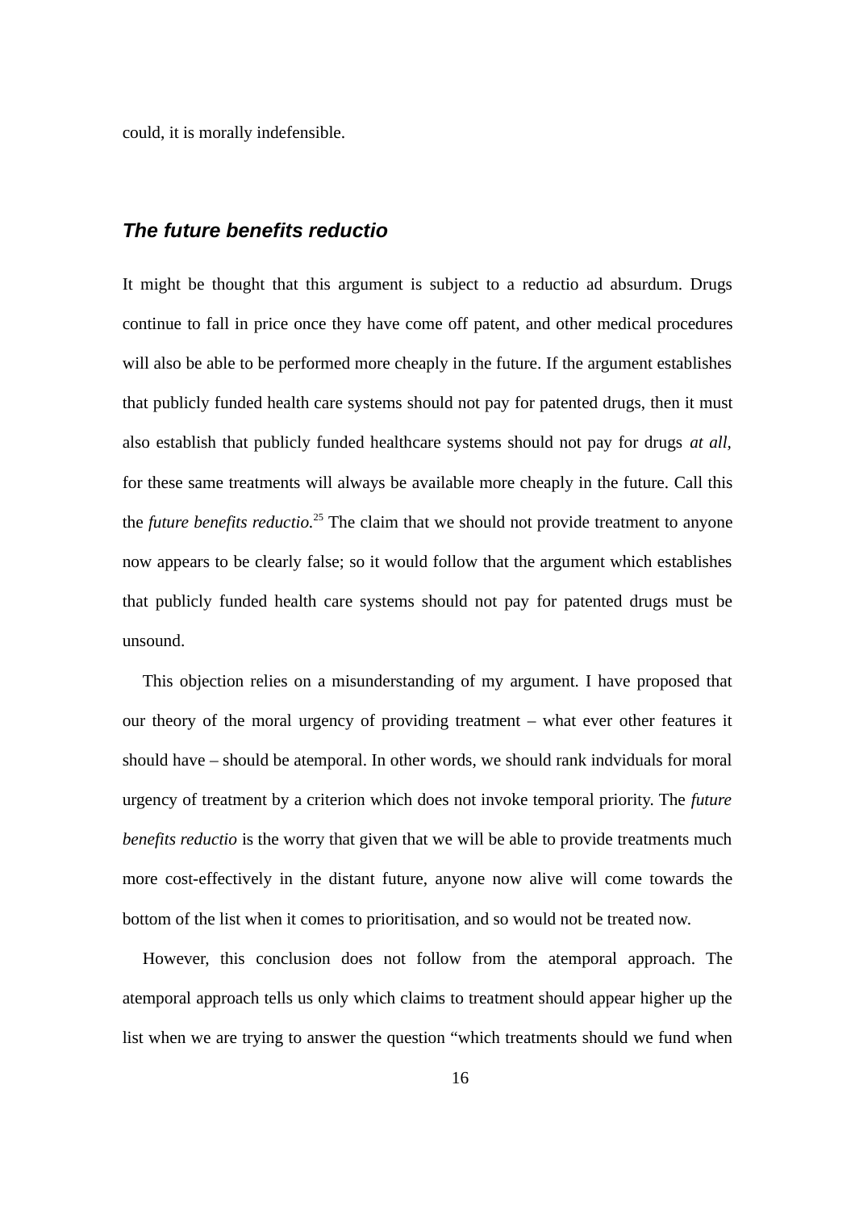could, it is morally indefensible.

### *The future benefits reductio*

It might be thought that this argument is subject to a reductio ad absurdum. Drugs continue to fall in price once they have come off patent, and other medical procedures will also be able to be performed more cheaply in the future. If the argument establishes that publicly funded health care systems should not pay for patented drugs, then it must also establish that publicly funded healthcare systems should not pay for drugs *at all*, for these same treatments will always be available more cheaply in the future. Call this the *future benefits reductio.*[25] The claim that we should not provide treatment to anyone now appears to be clearly false; so it would follow that the argument which establishes that publicly funded health care systems should not pay for patented drugs must be unsound.

This objection relies on a misunderstanding of my argument. I have proposed that our theory of the moral urgency of providing treatment – what ever other features it should have – should be atemporal. In other words, we should rank indviduals for moral urgency of treatment by a criterion which does not invoke temporal priority. The *future benefits reductio* is the worry that given that we will be able to provide treatments much more cost-effectively in the distant future, anyone now alive will come towards the bottom of the list when it comes to prioritisation, and so would not be treated now.

However, this conclusion does not follow from the atemporal approach. The atemporal approach tells us only which claims to treatment should appear higher up the list when we are trying to answer the question "which treatments should we fund when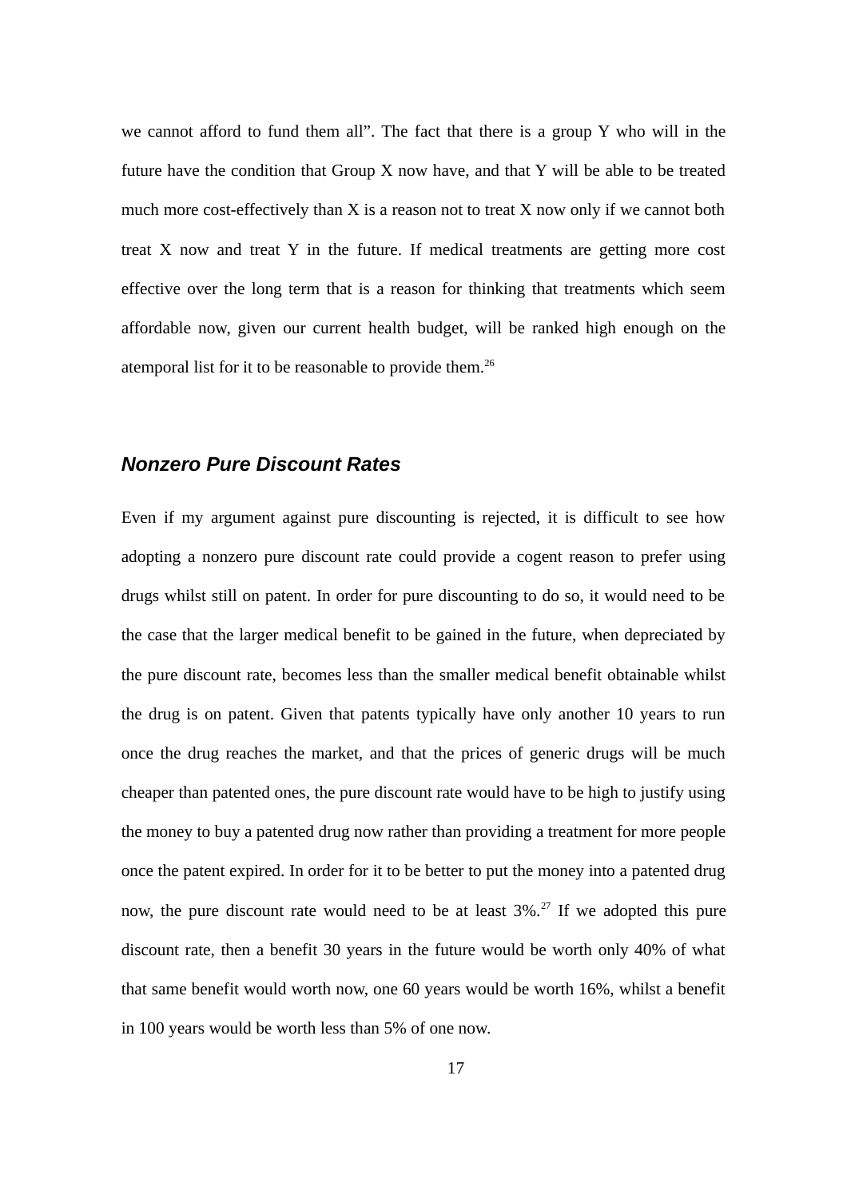we cannot afford to fund them all". The fact that there is a group Y who will in the future have the condition that Group X now have, and that Y will be able to be treated much more cost-effectively than X is a reason not to treat X now only if we cannot both treat X now and treat Y in the future. If medical treatments are getting more cost effective over the long term that is a reason for thinking that treatments which seem affordable now, given our current health budget, will be ranked high enough on the atemporal list for it to be reasonable to provide them.[26]

### *Nonzero Pure Discount Rates*

Even if my argument against pure discounting is rejected, it is difficult to see how adopting a nonzero pure discount rate could provide a cogent reason to prefer using drugs whilst still on patent. In order for pure discounting to do so, it would need to be the case that the larger medical benefit to be gained in the future, when depreciated by the pure discount rate, becomes less than the smaller medical benefit obtainable whilst the drug is on patent. Given that patents typically have only another 10 years to run once the drug reaches the market, and that the prices of generic drugs will be much cheaper than patented ones, the pure discount rate would have to be high to justify using the money to buy a patented drug now rather than providing a treatment for more people once the patent expired. In order for it to be better to put the money into a patented drug now, the pure discount rate would need to be at least 3%.[27] If we adopted this pure discount rate, then a benefit 30 years in the future would be worth only 40% of what that same benefit would worth now, one 60 years would be worth 16%, whilst a benefit in 100 years would be worth less than 5% of one now.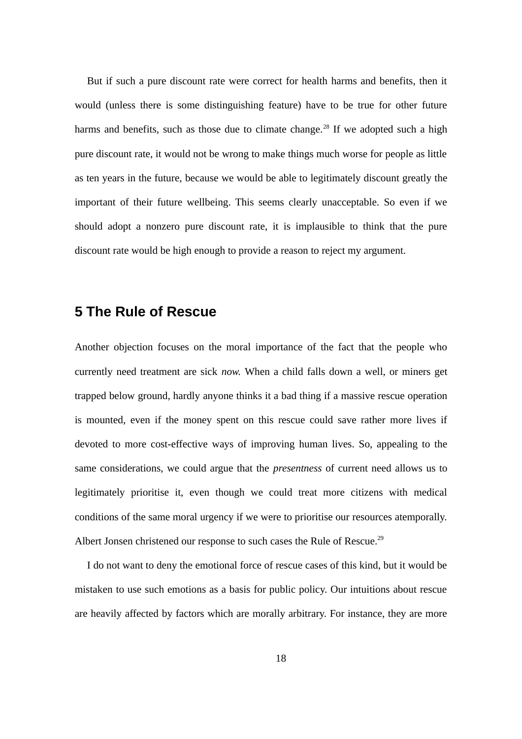But if such a pure discount rate were correct for health harms and benefits, then it would (unless there is some distinguishing feature) have to be true for other future harms and benefits, such as those due to climate change.[28] If we adopted such a high pure discount rate, it would not be wrong to make things much worse for people as little as ten years in the future, because we would be able to legitimately discount greatly the important of their future wellbeing. This seems clearly unacceptable. So even if we should adopt a nonzero pure discount rate, it is implausible to think that the pure discount rate would be high enough to provide a reason to reject my argument.

## 5 The Rule of Rescue

Another objection focuses on the moral importance of the fact that the people who currently need treatment are sick *now*. When a child falls down a well, or miners get trapped below ground, hardly anyone thinks it a bad thing if a massive rescue operation is mounted, even if the money spent on this rescue could save rather more lives if devoted to more cost-effective ways of improving human lives. So, appealing to the same considerations, we could argue that the *presentness* of current need allows us to legitimately prioritise it, even though we could treat more citizens with medical conditions of the same moral urgency if we were to prioritise our resources atemporally. Albert Jonsen christened our response to such cases the Rule of Rescue.[29]

I do not want to deny the emotional force of rescue cases of this kind, but it would be mistaken to use such emotions as a basis for public policy. Our intuitions about rescue are heavily affected by factors which are morally arbitrary. For instance, they are more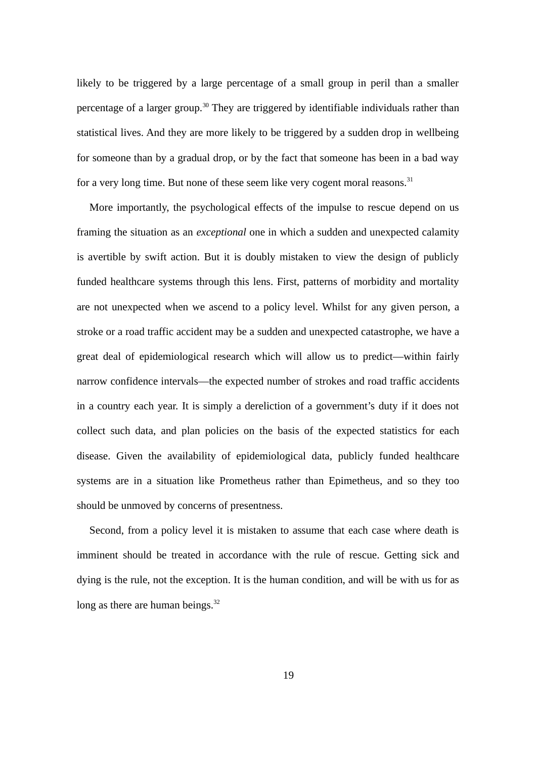likely to be triggered by a large percentage of a small group in peril than a smaller percentage of a larger group.[30] They are triggered by identifiable individuals rather than statistical lives. And they are more likely to be triggered by a sudden drop in wellbeing for someone than by a gradual drop, or by the fact that someone has been in a bad way for a very long time. But none of these seem like very cogent moral reasons.[31]

More importantly, the psychological effects of the impulse to rescue depend on us framing the situation as an *exceptional* one in which a sudden and unexpected calamity is avertible by swift action. But it is doubly mistaken to view the design of publicly funded healthcare systems through this lens. First, patterns of morbidity and mortality are not unexpected when we ascend to a policy level. Whilst for any given person, a stroke or a road traffic accident may be a sudden and unexpected catastrophe, we have a great deal of epidemiological research which will allow us to predict—within fairly narrow confidence intervals—the expected number of strokes and road traffic accidents in a country each year. It is simply a dereliction of a government's duty if it does not collect such data, and plan policies on the basis of the expected statistics for each disease. Given the availability of epidemiological data, publicly funded healthcare systems are in a situation like Prometheus rather than Epimetheus, and so they too should be unmoved by concerns of presentness.

Second, from a policy level it is mistaken to assume that each case where death is imminent should be treated in accordance with the rule of rescue. Getting sick and dying is the rule, not the exception. It is the human condition, and will be with us for as long as there are human beings.[32]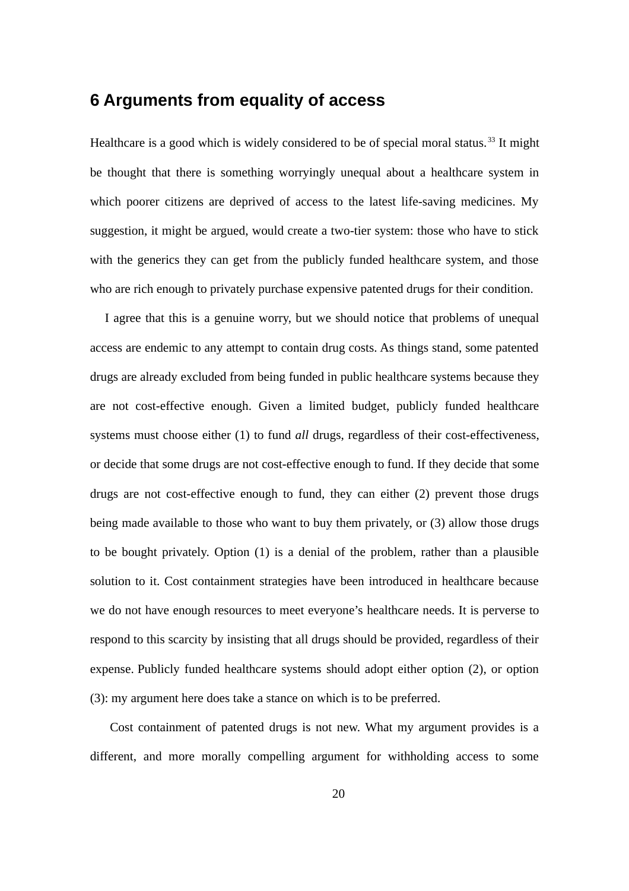## 6 Arguments from equality of access

Healthcare is a good which is widely considered to be of special moral status.[33] It might be thought that there is something worryingly unequal about a healthcare system in which poorer citizens are deprived of access to the latest life-saving medicines. My suggestion, it might be argued, would create a two-tier system: those who have to stick with the generics they can get from the publicly funded healthcare system, and those who are rich enough to privately purchase expensive patented drugs for their condition.

I agree that this is a genuine worry, but we should notice that problems of unequal access are endemic to any attempt to contain drug costs. As things stand, some patented drugs are already excluded from being funded in public healthcare systems because they are not cost-effective enough. Given a limited budget, publicly funded healthcare systems must choose either (1) to fund *all* drugs, regardless of their cost-effectiveness, or decide that some drugs are not cost-effective enough to fund. If they decide that some drugs are not cost-effective enough to fund, they can either (2) prevent those drugs being made available to those who want to buy them privately, or (3) allow those drugs to be bought privately. Option (1) is a denial of the problem, rather than a plausible solution to it. Cost containment strategies have been introduced in healthcare because we do not have enough resources to meet everyone's healthcare needs. It is perverse to respond to this scarcity by insisting that all drugs should be provided, regardless of their expense. Publicly funded healthcare systems should adopt either option (2), or option (3): my argument here does take a stance on which is to be preferred.

Cost containment of patented drugs is not new. What my argument provides is a different, and more morally compelling argument for withholding access to some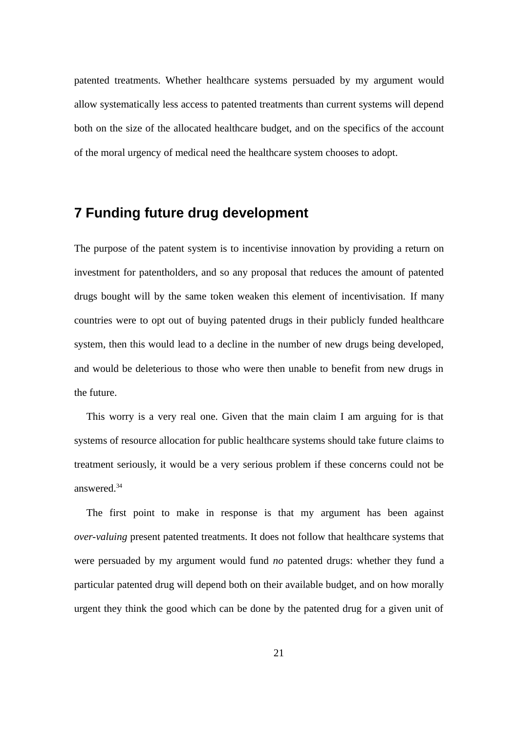patented treatments. Whether healthcare systems persuaded by my argument would allow systematically less access to patented treatments than current systems will depend both on the size of the allocated healthcare budget, and on the specifics of the account of the moral urgency of medical need the healthcare system chooses to adopt.

## 7 Funding future drug development

The purpose of the patent system is to incentivise innovation by providing a return on investment for patentholders, and so any proposal that reduces the amount of patented drugs bought will by the same token weaken this element of incentivisation. If many countries were to opt out of buying patented drugs in their publicly funded healthcare system, then this would lead to a decline in the number of new drugs being developed, and would be deleterious to those who were then unable to benefit from new drugs in the future.

This worry is a very real one. Given that the main claim I am arguing for is that systems of resource allocation for public healthcare systems should take future claims to treatment seriously, it would be a very serious problem if these concerns could not be answered.[34]

The first point to make in response is that my argument has been against *over-valuing* present patented treatments. It does not follow that healthcare systems that were persuaded by my argument would fund *no* patented drugs: whether they fund a particular patented drug will depend both on their available budget, and on how morally urgent they think the good which can be done by the patented drug for a given unit of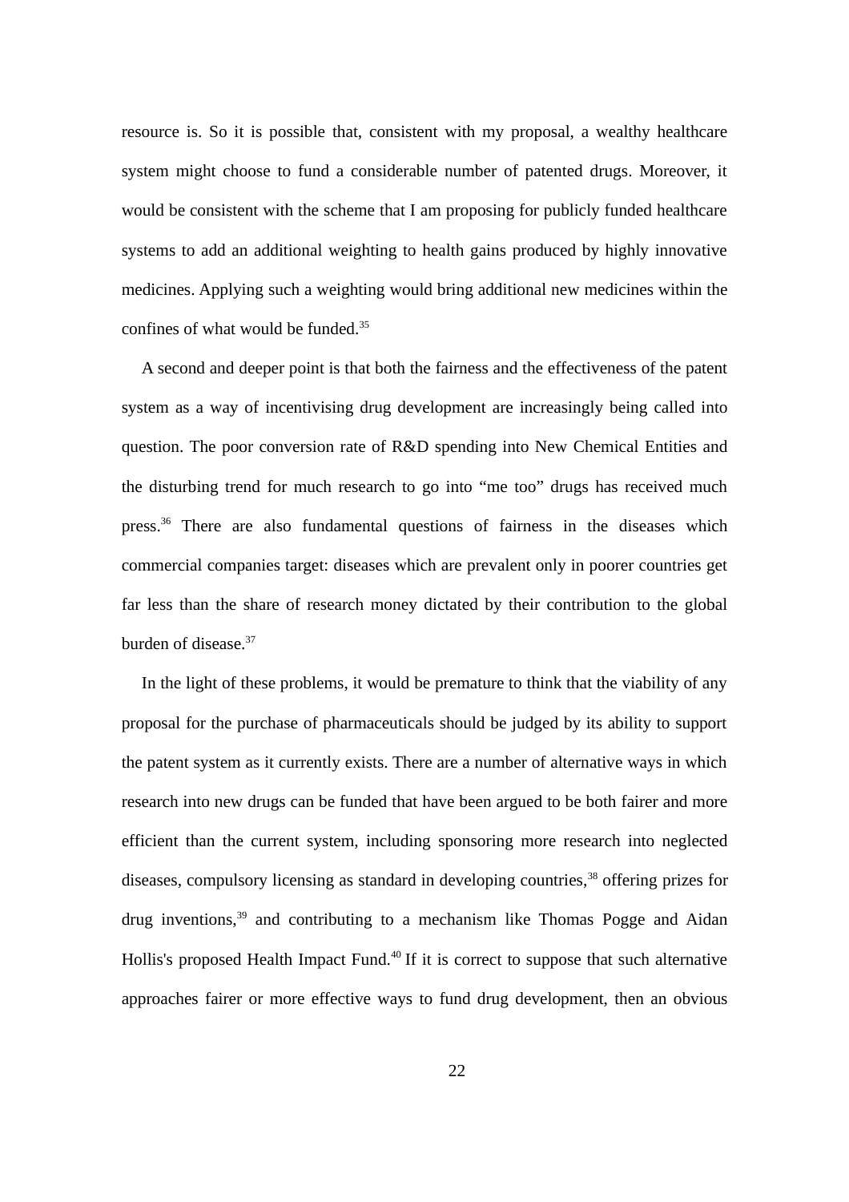resource is. So it is possible that, consistent with my proposal, a wealthy healthcare system might choose to fund a considerable number of patented drugs. Moreover, it would be consistent with the scheme that I am proposing for publicly funded healthcare systems to add an additional weighting to health gains produced by highly innovative medicines. Applying such a weighting would bring additional new medicines within the confines of what would be funded.[35]

A second and deeper point is that both the fairness and the effectiveness of the patent system as a way of incentivising drug development are increasingly being called into question. The poor conversion rate of R&D spending into New Chemical Entities and the disturbing trend for much research to go into "me too" drugs has received much press.[36] There are also fundamental questions of fairness in the diseases which commercial companies target: diseases which are prevalent only in poorer countries get far less than the share of research money dictated by their contribution to the global burden of disease.[37]

In the light of these problems, it would be premature to think that the viability of any proposal for the purchase of pharmaceuticals should be judged by its ability to support the patent system as it currently exists. There are a number of alternative ways in which research into new drugs can be funded that have been argued to be both fairer and more efficient than the current system, including sponsoring more research into neglected diseases, compulsory licensing as standard in developing countries,[38] offering prizes for drug inventions,[39] and contributing to a mechanism like Thomas Pogge and Aidan Hollis's proposed Health Impact Fund.[40] If it is correct to suppose that such alternative approaches fairer or more effective ways to fund drug development, then an obvious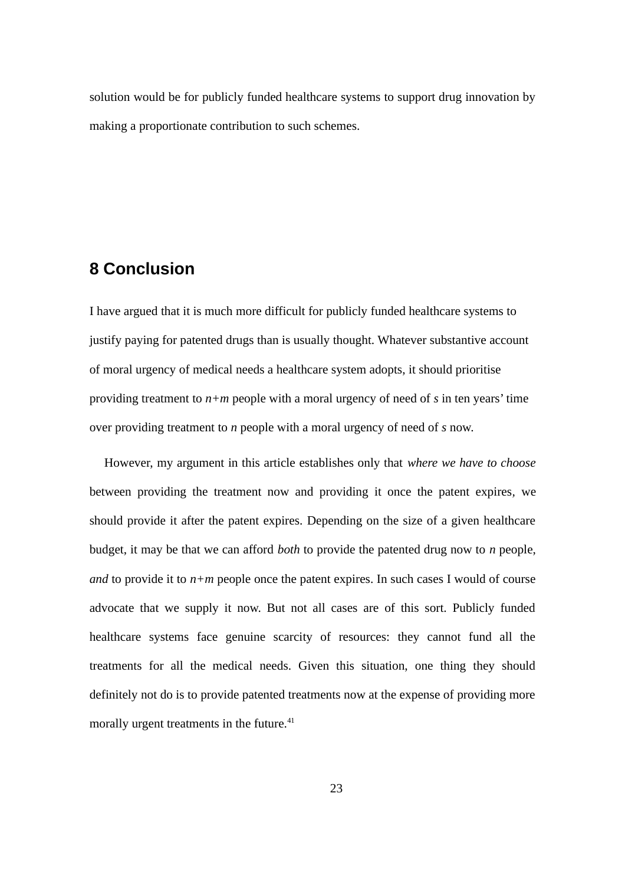solution would be for publicly funded healthcare systems to support drug innovation by making a proportionate contribution to such schemes.

## 8 Conclusion

I have argued that it is much more difficult for publicly funded healthcare systems to justify paying for patented drugs than is usually thought. Whatever substantive account of moral urgency of medical needs a healthcare system adopts, it should prioritise providing treatment to $n+m$ people with a moral urgency of need of $s$ in ten years' time over providing treatment to $n$ people with a moral urgency of need of $s$ now.

However, my argument in this article establishes only that *where we have to choose* between providing the treatment now and providing it once the patent expires, we should provide it after the patent expires. Depending on the size of a given healthcare budget, it may be that we can afford *both* to provide the patented drug now to $n$ people, *and* to provide it to $n+m$ people once the patent expires. In such cases I would of course advocate that we supply it now. But not all cases are of this sort. Publicly funded healthcare systems face genuine scarcity of resources: they cannot fund all the treatments for all the medical needs. Given this situation, one thing they should definitely not do is to provide patented treatments now at the expense of providing more morally urgent treatments in the future.[41]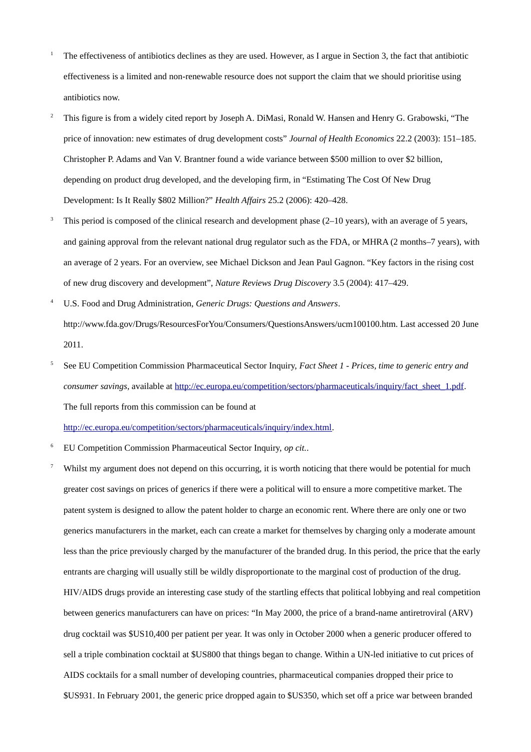[1] The effectiveness of antibiotics declines as they are used. However, as I argue in Section 3, the fact that antibiotic effectiveness is a limited and non-renewable resource does not support the claim that we should prioritise using antibiotics now.

[2] This figure is from a widely cited report by Joseph A. DiMasi, Ronald W. Hansen and Henry G. Grabowski, "The price of innovation: new estimates of drug development costs" *Journal of Health Economics* 22.2 (2003): 151–185. Christopher P. Adams and Van V. Brantner found a wide variance between $500 million to over $2 billion, depending on product drug developed, and the developing firm, in "Estimating The Cost Of New Drug Development: Is It Really $802 Million?" *Health Affairs* 25.2 (2006): 420–428.

[3] This period is composed of the clinical research and development phase (2–10 years), with an average of 5 years, and gaining approval from the relevant national drug regulator such as the FDA, or MHRA (2 months–7 years), with an average of 2 years. For an overview, see Michael Dickson and Jean Paul Gagnon. "Key factors in the rising cost of new drug discovery and development", *Nature Reviews Drug Discovery* 3.5 (2004): 417–429.

[4] U.S. Food and Drug Administration, *Generic Drugs: Questions and Answers*. http://www.fda.gov/Drugs/ResourcesForYou/Consumers/QuestionsAnswers/ucm100100.htm. Last accessed 20 June 2011.

[5] See EU Competition Commission Pharmaceutical Sector Inquiry, *Fact Sheet 1 - Prices, time to generic entry and consumer savings*, available at http://ec.europa.eu/competition/sectors/pharmaceuticals/inquiry/fact_sheet_1.pdf. The full reports from this commission can be found at http://ec.europa.eu/competition/sectors/pharmaceuticals/inquiry/index.html.

[6] EU Competition Commission Pharmaceutical Sector Inquiry, *op cit.*.

[7] Whilst my argument does not depend on this occurring, it is worth noticing that there would be potential for much greater cost savings on prices of generics if there were a political will to ensure a more competitive market. The patent system is designed to allow the patent holder to charge an economic rent. Where there are only one or two generics manufacturers in the market, each can create a market for themselves by charging only a moderate amount less than the price previously charged by the manufacturer of the branded drug. In this period, the price that the early entrants are charging will usually still be wildly disproportionate to the marginal cost of production of the drug. HIV/AIDS drugs provide an interesting case study of the startling effects that political lobbying and real competition between generics manufacturers can have on prices: "In May 2000, the price of a brand-name antiretroviral (ARV) drug cocktail was $US10,400 per patient per year. It was only in October 2000 when a generic producer offered to sell a triple combination cocktail at $US800 that things began to change. Within a UN-led initiative to cut prices of AIDS cocktails for a small number of developing countries, pharmaceutical companies dropped their price to $US931. In February 2001, the generic price dropped again to $US350, which set off a price war between branded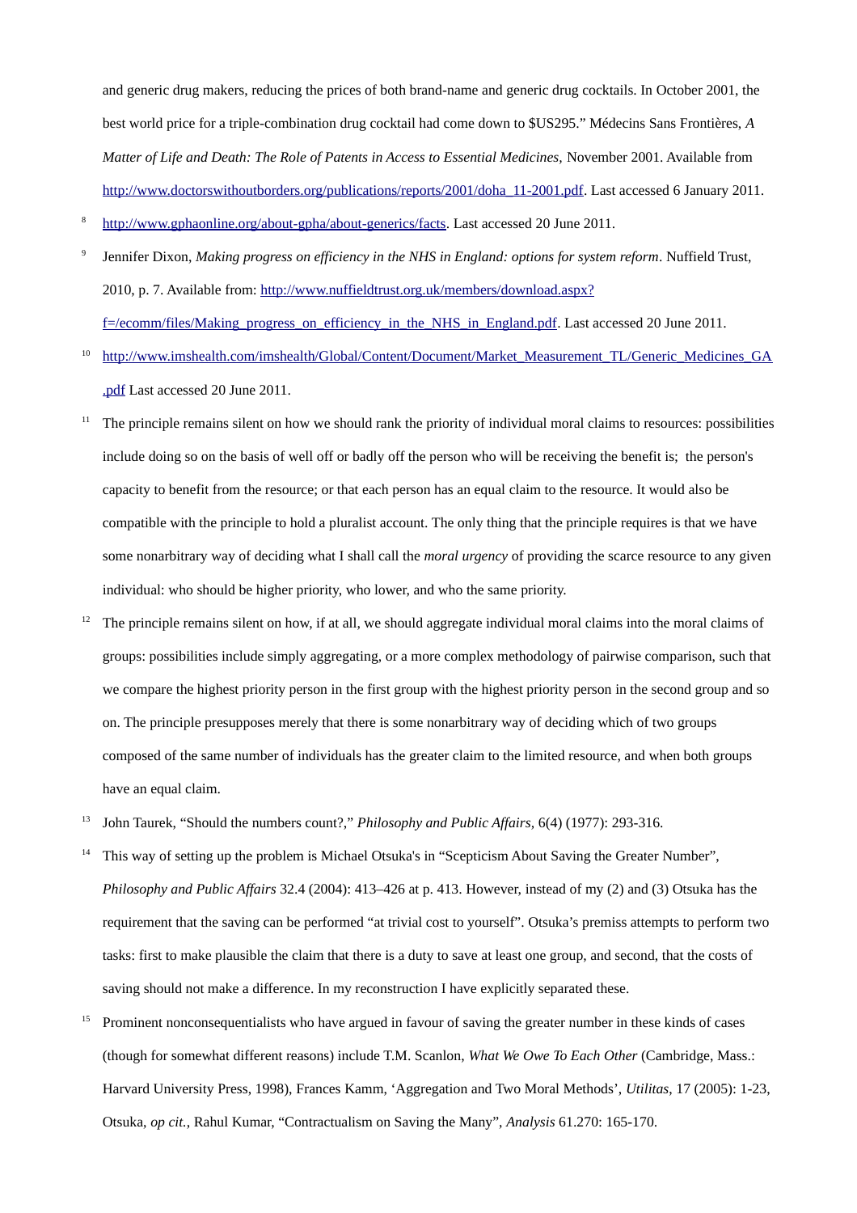and generic drug makers, reducing the prices of both brand-name and generic drug cocktails. In October 2001, the best world price for a triple-combination drug cocktail had come down to $US295." Médecins Sans Frontières, *A Matter of Life and Death: The Role of Patents in Access to Essential Medicines,* November 2001. Available from http://www.doctorswithoutborders.org/publications/reports/2001/doha_11-2001.pdf. Last accessed 6 January 2011.

[8] http://www.gphaonline.org/about-gpha/about-generics/facts. Last accessed 20 June 2011.

[9] Jennifer Dixon, *Making progress on efficiency in the NHS in England: options for system reform*. Nuffield Trust, 2010, p. 7. Available from: http://www.nuffieldtrust.org.uk/members/download.aspx?f=/ecomm/files/Making_progress_on_efficiency_in_the_NHS_in_England.pdf. Last accessed 20 June 2011.

[10] http://www.imshealth.com/imshealth/Global/Content/Document/Market_Measurement_TL/Generic_Medicines_GA.pdf Last accessed 20 June 2011.

[11] The principle remains silent on how we should rank the priority of individual moral claims to resources: possibilities include doing so on the basis of well off or badly off the person who will be receiving the benefit is; the person's capacity to benefit from the resource; or that each person has an equal claim to the resource. It would also be compatible with the principle to hold a pluralist account. The only thing that the principle requires is that we have some nonarbitrary way of deciding what I shall call the *moral urgency* of providing the scarce resource to any given individual: who should be higher priority, who lower, and who the same priority.

[12] The principle remains silent on how, if at all, we should aggregate individual moral claims into the moral claims of groups: possibilities include simply aggregating, or a more complex methodology of pairwise comparison, such that we compare the highest priority person in the first group with the highest priority person in the second group and so on. The principle presupposes merely that there is some nonarbitrary way of deciding which of two groups composed of the same number of individuals has the greater claim to the limited resource, and when both groups have an equal claim.

[13] John Taurek, "Should the numbers count?," *Philosophy and Public Affairs,* 6(4) (1977): 293-316.

[14] This way of setting up the problem is Michael Otsuka's in "Scepticism About Saving the Greater Number", *Philosophy and Public Affairs* 32.4 (2004): 413–426 at p. 413. However, instead of my (2) and (3) Otsuka has the requirement that the saving can be performed "at trivial cost to yourself". Otsuka's premiss attempts to perform two tasks: first to make plausible the claim that there is a duty to save at least one group, and second, that the costs of saving should not make a difference. In my reconstruction I have explicitly separated these.

[15] Prominent nonconsequentialists who have argued in favour of saving the greater number in these kinds of cases (though for somewhat different reasons) include T.M. Scanlon, *What We Owe To Each Other* (Cambridge, Mass.: Harvard University Press, 1998), Frances Kamm, 'Aggregation and Two Moral Methods', *Utilitas*, 17 (2005): 1-23, Otsuka, *op cit.*, Rahul Kumar, "Contractualism on Saving the Many", *Analysis* 61.270: 165-170.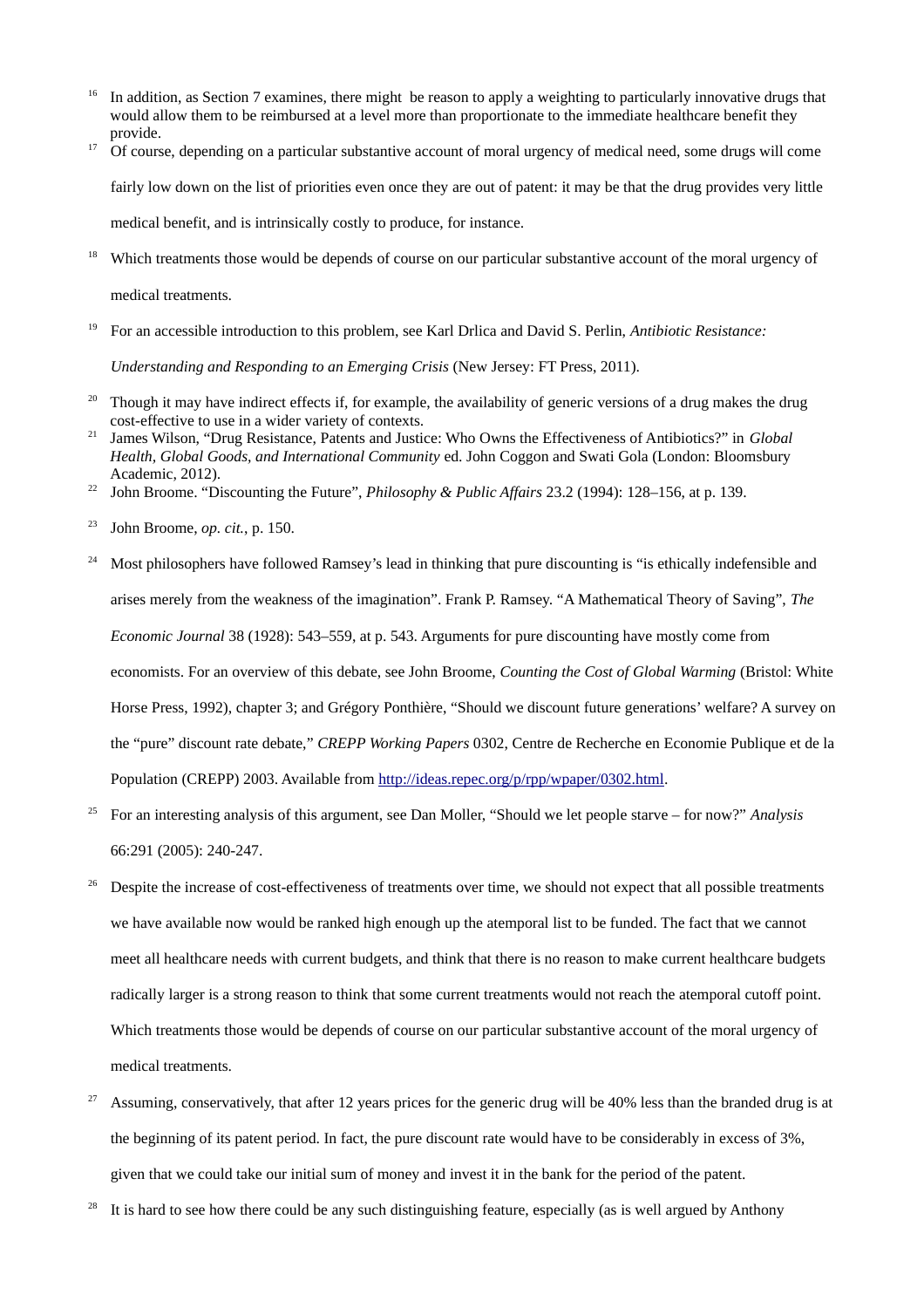[16] In addition, as Section 7 examines, there might be reason to apply a weighting to particularly innovative drugs that would allow them to be reimbursed at a level more than proportionate to the immediate healthcare benefit they provide.

[17] Of course, depending on a particular substantive account of moral urgency of medical need, some drugs will come fairly low down on the list of priorities even once they are out of patent: it may be that the drug provides very little medical benefit, and is intrinsically costly to produce, for instance.

[18] Which treatments those would be depends of course on our particular substantive account of the moral urgency of medical treatments.

[19] For an accessible introduction to this problem, see Karl Drlica and David S. Perlin, *Antibiotic Resistance: Understanding and Responding to an Emerging Crisis* (New Jersey: FT Press, 2011).

[20] Though it may have indirect effects if, for example, the availability of generic versions of a drug makes the drug cost-effective to use in a wider variety of contexts.

[21] James Wilson, "Drug Resistance, Patents and Justice: Who Owns the Effectiveness of Antibiotics?" in *Global Health, Global Goods, and International Community* ed. John Coggon and Swati Gola (London: Bloomsbury Academic, 2012).

[22] John Broome. "Discounting the Future", *Philosophy & Public Affairs* 23.2 (1994): 128–156, at p. 139.

[23] John Broome, *op. cit.*, p. 150.

[24] Most philosophers have followed Ramsey's lead in thinking that pure discounting is "is ethically indefensible and arises merely from the weakness of the imagination". Frank P. Ramsey. "A Mathematical Theory of Saving", *The Economic Journal* 38 (1928): 543–559, at p. 543. Arguments for pure discounting have mostly come from economists. For an overview of this debate, see John Broome, *Counting the Cost of Global Warming* (Bristol: White Horse Press, 1992), chapter 3; and Grégory Ponthière, "Should we discount future generations' welfare? A survey on the "pure" discount rate debate," *CREPP Working Papers* 0302, Centre de Recherche en Economie Publique et de la Population (CREPP) 2003. Available from http://ideas.repec.org/p/rpp/wpaper/0302.html.

[25] For an interesting analysis of this argument, see Dan Moller, "Should we let people starve – for now?" *Analysis* 66:291 (2005): 240-247.

[26] Despite the increase of cost-effectiveness of treatments over time, we should not expect that all possible treatments we have available now would be ranked high enough up the atemporal list to be funded. The fact that we cannot meet all healthcare needs with current budgets, and think that there is no reason to make current healthcare budgets radically larger is a strong reason to think that some current treatments would not reach the atemporal cutoff point. Which treatments those would be depends of course on our particular substantive account of the moral urgency of medical treatments.

[27] Assuming, conservatively, that after 12 years prices for the generic drug will be 40% less than the branded drug is at the beginning of its patent period. In fact, the pure discount rate would have to be considerably in excess of 3%, given that we could take our initial sum of money and invest it in the bank for the period of the patent.

[28] It is hard to see how there could be any such distinguishing feature, especially (as is well argued by Anthony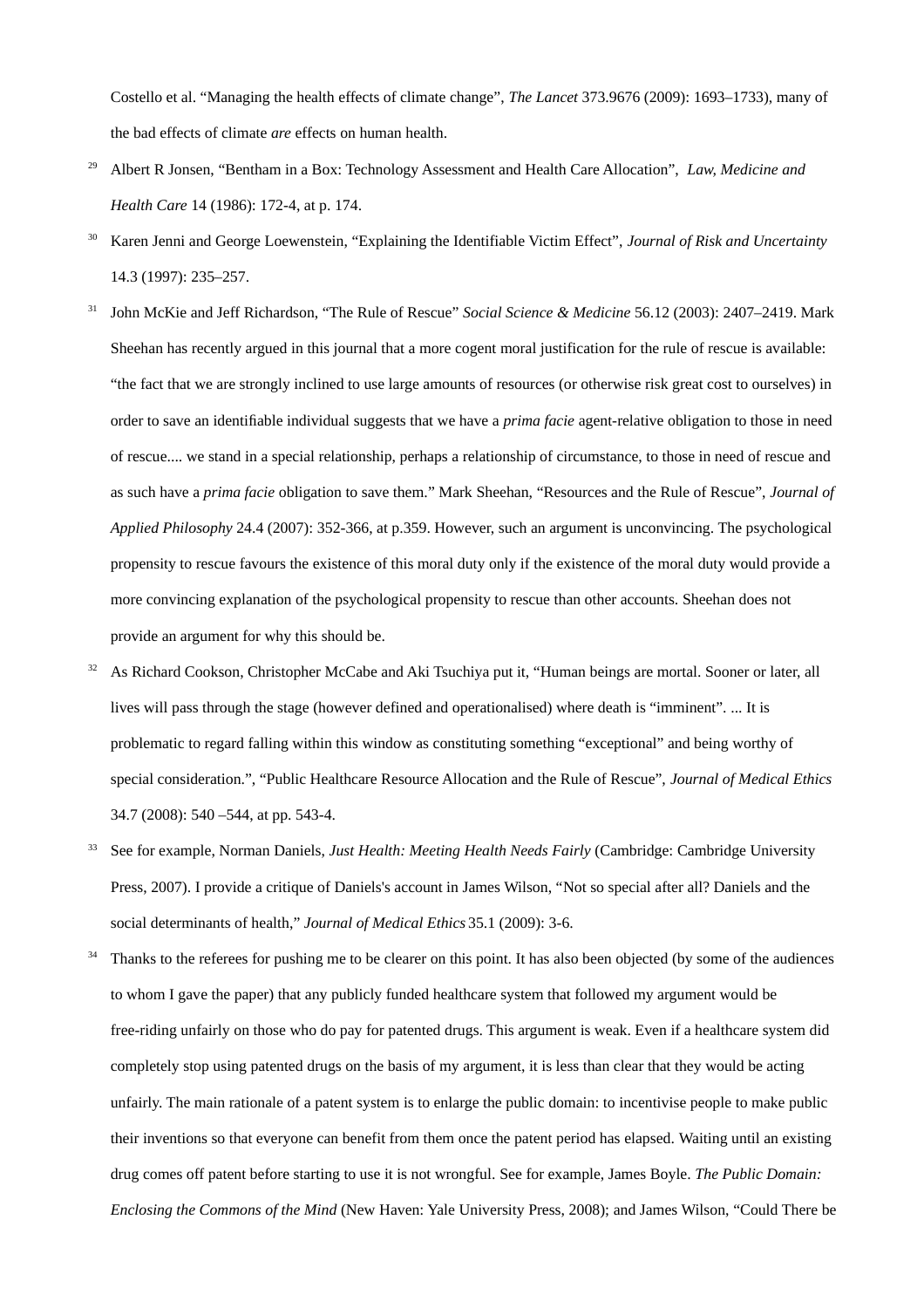Costello et al. "Managing the health effects of climate change", *The Lancet* 373.9676 (2009): 1693–1733), many of the bad effects of climate *are* effects on human health.

29 Albert R Jonsen, "Bentham in a Box: Technology Assessment and Health Care Allocation", *Law, Medicine and Health Care* 14 (1986): 172-4, at p. 174.

30 Karen Jenni and George Loewenstein, "Explaining the Identifiable Victim Effect", *Journal of Risk and Uncertainty* 14.3 (1997): 235–257.

31 John McKie and Jeff Richardson, "The Rule of Rescue" *Social Science & Medicine* 56.12 (2003): 2407–2419. Mark Sheehan has recently argued in this journal that a more cogent moral justification for the rule of rescue is available: "the fact that we are strongly inclined to use large amounts of resources (or otherwise risk great cost to ourselves) in order to save an identifiable individual suggests that we have a *prima facie* agent-relative obligation to those in need of rescue.... we stand in a special relationship, perhaps a relationship of circumstance, to those in need of rescue and as such have a *prima facie* obligation to save them." Mark Sheehan, "Resources and the Rule of Rescue", *Journal of Applied Philosophy* 24.4 (2007): 352-366, at p.359. However, such an argument is unconvincing. The psychological propensity to rescue favours the existence of this moral duty only if the existence of the moral duty would provide a more convincing explanation of the psychological propensity to rescue than other accounts. Sheehan does not provide an argument for why this should be.

32 As Richard Cookson, Christopher McCabe and Aki Tsuchiya put it, "Human beings are mortal. Sooner or later, all lives will pass through the stage (however defined and operationalised) where death is "imminent". ... It is problematic to regard falling within this window as constituting something "exceptional" and being worthy of special consideration.", "Public Healthcare Resource Allocation and the Rule of Rescue", *Journal of Medical Ethics* 34.7 (2008): 540 –544, at pp. 543-4.

33 See for example, Norman Daniels, *Just Health: Meeting Health Needs Fairly* (Cambridge: Cambridge University Press, 2007). I provide a critique of Daniels's account in James Wilson, "Not so special after all? Daniels and the social determinants of health," *Journal of Medical Ethics* 35.1 (2009): 3-6.

34 Thanks to the referees for pushing me to be clearer on this point. It has also been objected (by some of the audiences to whom I gave the paper) that any publicly funded healthcare system that followed my argument would be free-riding unfairly on those who do pay for patented drugs. This argument is weak. Even if a healthcare system did completely stop using patented drugs on the basis of my argument, it is less than clear that they would be acting unfairly. The main rationale of a patent system is to enlarge the public domain: to incentivise people to make public their inventions so that everyone can benefit from them once the patent period has elapsed. Waiting until an existing drug comes off patent before starting to use it is not wrongful. See for example, James Boyle. *The Public Domain: Enclosing the Commons of the Mind* (New Haven: Yale University Press, 2008); and James Wilson, "Could There be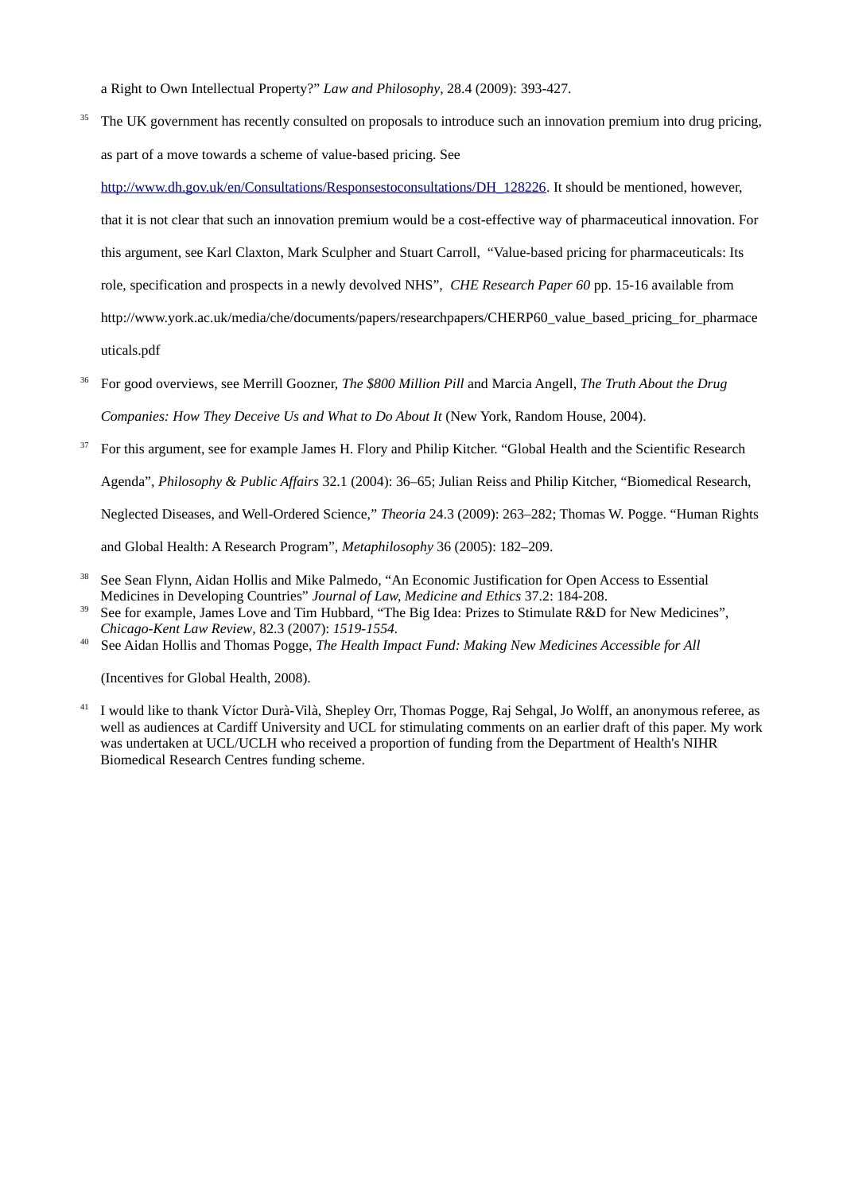a Right to Own Intellectual Property?" *Law and Philosophy*, 28.4 (2009): 393-427.

[35] The UK government has recently consulted on proposals to introduce such an innovation premium into drug pricing, as part of a move towards a scheme of value-based pricing. See http://www.dh.gov.uk/en/Consultations/Responsestoconsultations/DH_128226. It should be mentioned, however, that it is not clear that such an innovation premium would be a cost-effective way of pharmaceutical innovation. For this argument, see Karl Claxton, Mark Sculpher and Stuart Carroll, "Value-based pricing for pharmaceuticals: Its role, specification and prospects in a newly devolved NHS", *CHE Research Paper 60* pp. 15-16 available from http://www.york.ac.uk/media/che/documents/papers/researchpapers/CHERP60_value_based_pricing_for_pharmaceuticals.pdf

[36] For good overviews, see Merrill Goozner, *The $800 Million Pill* and Marcia Angell, *The Truth About the Drug Companies: How They Deceive Us and What to Do About It* (New York, Random House, 2004).

[37] For this argument, see for example James H. Flory and Philip Kitcher. "Global Health and the Scientific Research Agenda", *Philosophy & Public Affairs* 32.1 (2004): 36–65; Julian Reiss and Philip Kitcher, "Biomedical Research, Neglected Diseases, and Well-Ordered Science," *Theoria* 24.3 (2009): 263–282; Thomas W. Pogge. "Human Rights and Global Health: A Research Program", *Metaphilosophy* 36 (2005): 182–209.

[38] See Sean Flynn, Aidan Hollis and Mike Palmedo, "An Economic Justification for Open Access to Essential Medicines in Developing Countries" *Journal of Law, Medicine and Ethics* 37.2: 184-208.

[39] See for example, James Love and Tim Hubbard, "The Big Idea: Prizes to Stimulate R&D for New Medicines", *Chicago-Kent Law Review*, 82.3 (2007): *1519-1554*.

[40] See Aidan Hollis and Thomas Pogge, *The Health Impact Fund: Making New Medicines Accessible for All* (Incentives for Global Health, 2008).

[41] I would like to thank Víctor Durà-Vilà, Shepley Orr, Thomas Pogge, Raj Sehgal, Jo Wolff, an anonymous referee, as well as audiences at Cardiff University and UCL for stimulating comments on an earlier draft of this paper. My work was undertaken at UCL/UCLH who received a proportion of funding from the Department of Health's NIHR Biomedical Research Centres funding scheme.